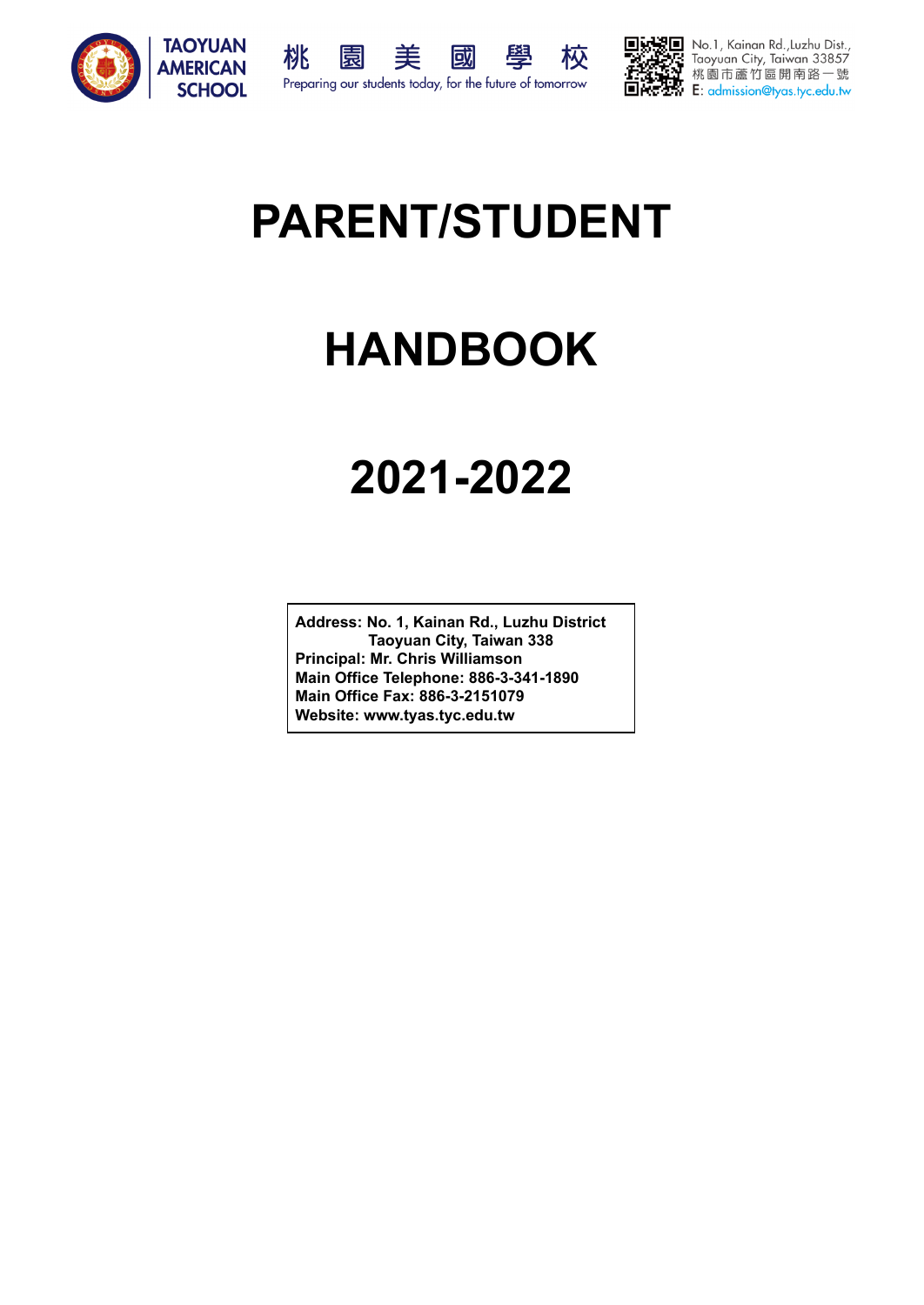TAOYUAN AMERICAN SCHOOL

桃 園 美 國 學 校

Preparing our students today, for the future of tomorrow

No.1, Kainan Rd.,Luzhu Dist., Taoyuan City, Taiwan 33857
桃園市蘆竹區開南路一號
E: admission@tyas.tyc.edu.tw

# PARENT/STUDENT

# HANDBOOK

# 2021-2022

**Address: No. 1, Kainan Rd., Luzhu District**
**Taoyuan City, Taiwan 338**
**Principal: Mr. Chris Williamson**
**Main Office Telephone: 886-3-341-1890**
**Main Office Fax: 886-3-2151079**
**Website: www.tyas.tyc.edu.tw**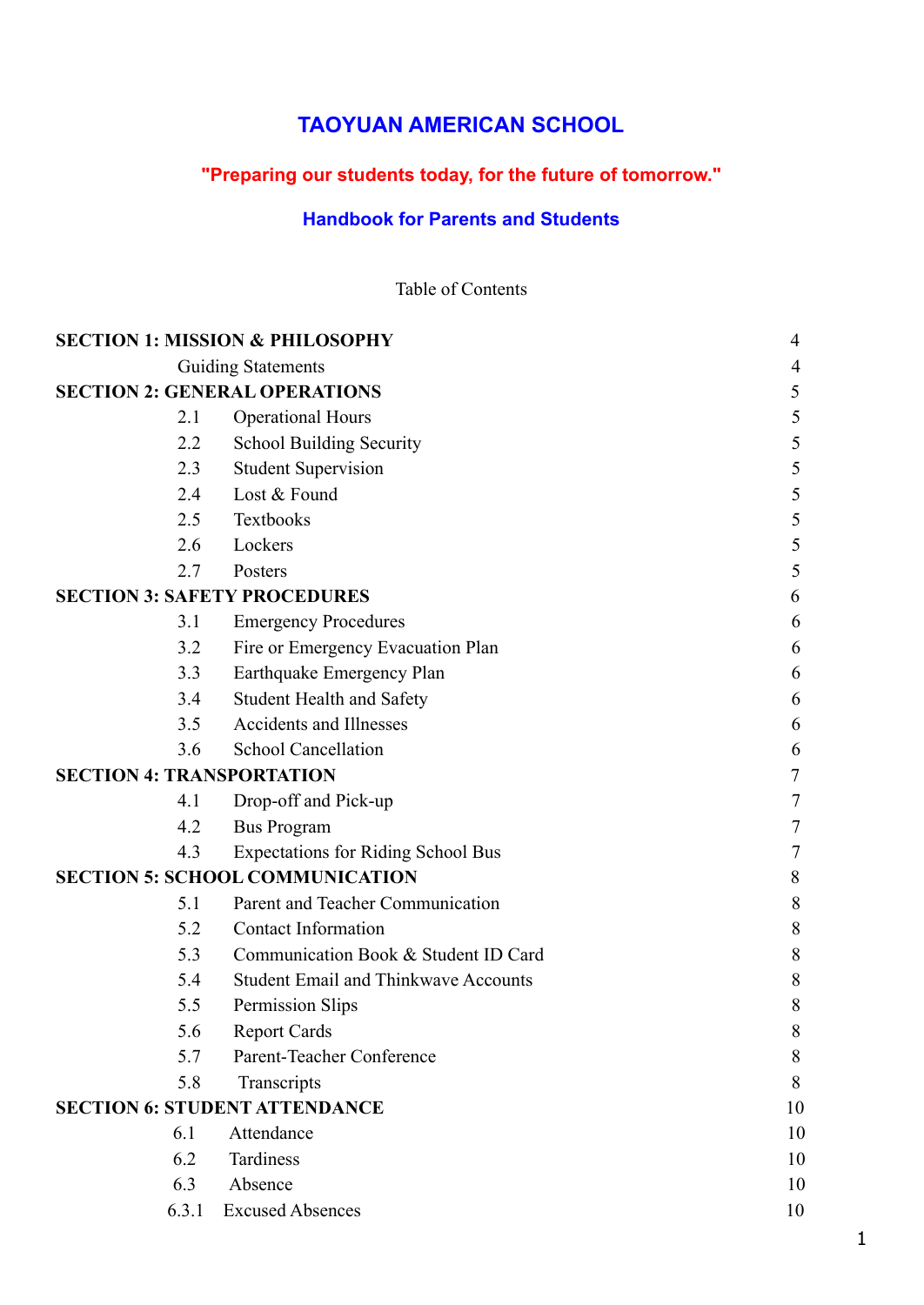# TAOYUAN AMERICAN SCHOOL

**"Preparing our students today, for the future of tomorrow."**

**Handbook for Parents and Students**

Table of Contents

| | | |
|---|---|---|
| **SECTION 1: MISSION & PHILOSOPHY** | | 4 |
| | Guiding Statements | 4 |
| **SECTION 2: GENERAL OPERATIONS** | | 5 |
| 2.1 | Operational Hours | 5 |
| 2.2 | School Building Security | 5 |
| 2.3 | Student Supervision | 5 |
| 2.4 | Lost & Found | 5 |
| 2.5 | Textbooks | 5 |
| 2.6 | Lockers | 5 |
| 2.7 | Posters | 5 |
| **SECTION 3: SAFETY PROCEDURES** | | 6 |
| 3.1 | Emergency Procedures | 6 |
| 3.2 | Fire or Emergency Evacuation Plan | 6 |
| 3.3 | Earthquake Emergency Plan | 6 |
| 3.4 | Student Health and Safety | 6 |
| 3.5 | Accidents and Illnesses | 6 |
| 3.6 | School Cancellation | 6 |
| **SECTION 4: TRANSPORTATION** | | 7 |
| 4.1 | Drop-off and Pick-up | 7 |
| 4.2 | Bus Program | 7 |
| 4.3 | Expectations for Riding School Bus | 7 |
| **SECTION 5: SCHOOL COMMUNICATION** | | 8 |
| 5.1 | Parent and Teacher Communication | 8 |
| 5.2 | Contact Information | 8 |
| 5.3 | Communication Book & Student ID Card | 8 |
| 5.4 | Student Email and Thinkwave Accounts | 8 |
| 5.5 | Permission Slips | 8 |
| 5.6 | Report Cards | 8 |
| 5.7 | Parent-Teacher Conference | 8 |
| 5.8 | Transcripts | 8 |
| **SECTION 6: STUDENT ATTENDANCE** | | 10 |
| 6.1 | Attendance | 10 |
| 6.2 | Tardiness | 10 |
| 6.3 | Absence | 10 |
| 6.3.1 | Excused Absences | 10 |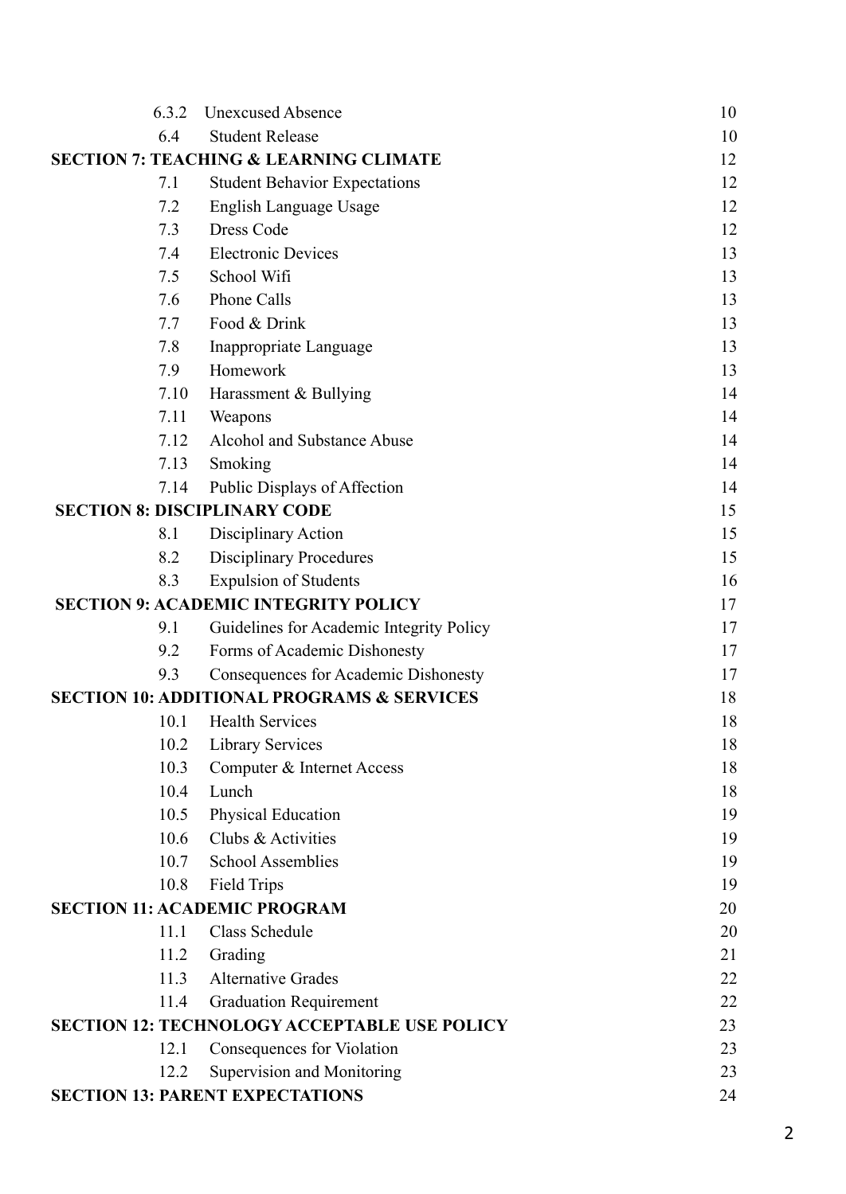| | | |
|---|---|---|
| 6.3.2 | Unexcused Absence | 10 |
| 6.4 | Student Release | 10 |
| **SECTION 7: TEACHING & LEARNING CLIMATE** | | 12 |
| 7.1 | Student Behavior Expectations | 12 |
| 7.2 | English Language Usage | 12 |
| 7.3 | Dress Code | 12 |
| 7.4 | Electronic Devices | 13 |
| 7.5 | School Wifi | 13 |
| 7.6 | Phone Calls | 13 |
| 7.7 | Food & Drink | 13 |
| 7.8 | Inappropriate Language | 13 |
| 7.9 | Homework | 13 |
| 7.10 | Harassment & Bullying | 14 |
| 7.11 | Weapons | 14 |
| 7.12 | Alcohol and Substance Abuse | 14 |
| 7.13 | Smoking | 14 |
| 7.14 | Public Displays of Affection | 14 |
| **SECTION 8: DISCIPLINARY CODE** | | 15 |
| 8.1 | Disciplinary Action | 15 |
| 8.2 | Disciplinary Procedures | 15 |
| 8.3 | Expulsion of Students | 16 |
| **SECTION 9: ACADEMIC INTEGRITY POLICY** | | 17 |
| 9.1 | Guidelines for Academic Integrity Policy | 17 |
| 9.2 | Forms of Academic Dishonesty | 17 |
| 9.3 | Consequences for Academic Dishonesty | 17 |
| **SECTION 10: ADDITIONAL PROGRAMS & SERVICES** | | 18 |
| 10.1 | Health Services | 18 |
| 10.2 | Library Services | 18 |
| 10.3 | Computer & Internet Access | 18 |
| 10.4 | Lunch | 18 |
| 10.5 | Physical Education | 19 |
| 10.6 | Clubs & Activities | 19 |
| 10.7 | School Assemblies | 19 |
| 10.8 | Field Trips | 19 |
| **SECTION 11: ACADEMIC PROGRAM** | | 20 |
| 11.1 | Class Schedule | 20 |
| 11.2 | Grading | 21 |
| 11.3 | Alternative Grades | 22 |
| 11.4 | Graduation Requirement | 22 |
| **SECTION 12: TECHNOLOGY ACCEPTABLE USE POLICY** | | 23 |
| 12.1 | Consequences for Violation | 23 |
| 12.2 | Supervision and Monitoring | 23 |
| **SECTION 13: PARENT EXPECTATIONS** | | 24 |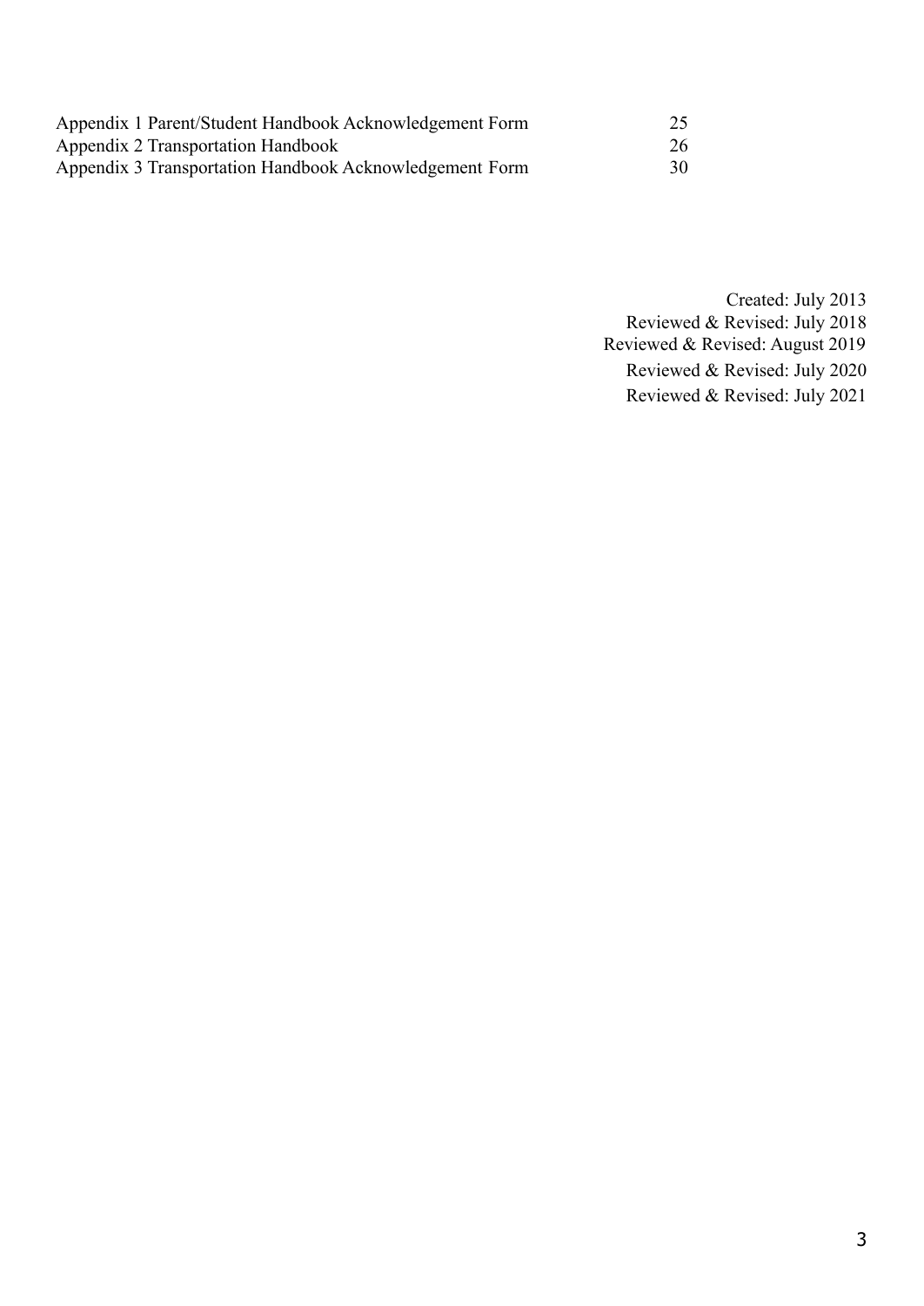| | |
|---|---|
| Appendix 1 Parent/Student Handbook Acknowledgement Form | 25 |
| Appendix 2 Transportation Handbook | 26 |
| Appendix 3 Transportation Handbook Acknowledgement Form | 30 |

Created: July 2013
Reviewed & Revised: July 2018
Reviewed & Revised: August 2019
Reviewed & Revised: July 2020
Reviewed & Revised: July 2021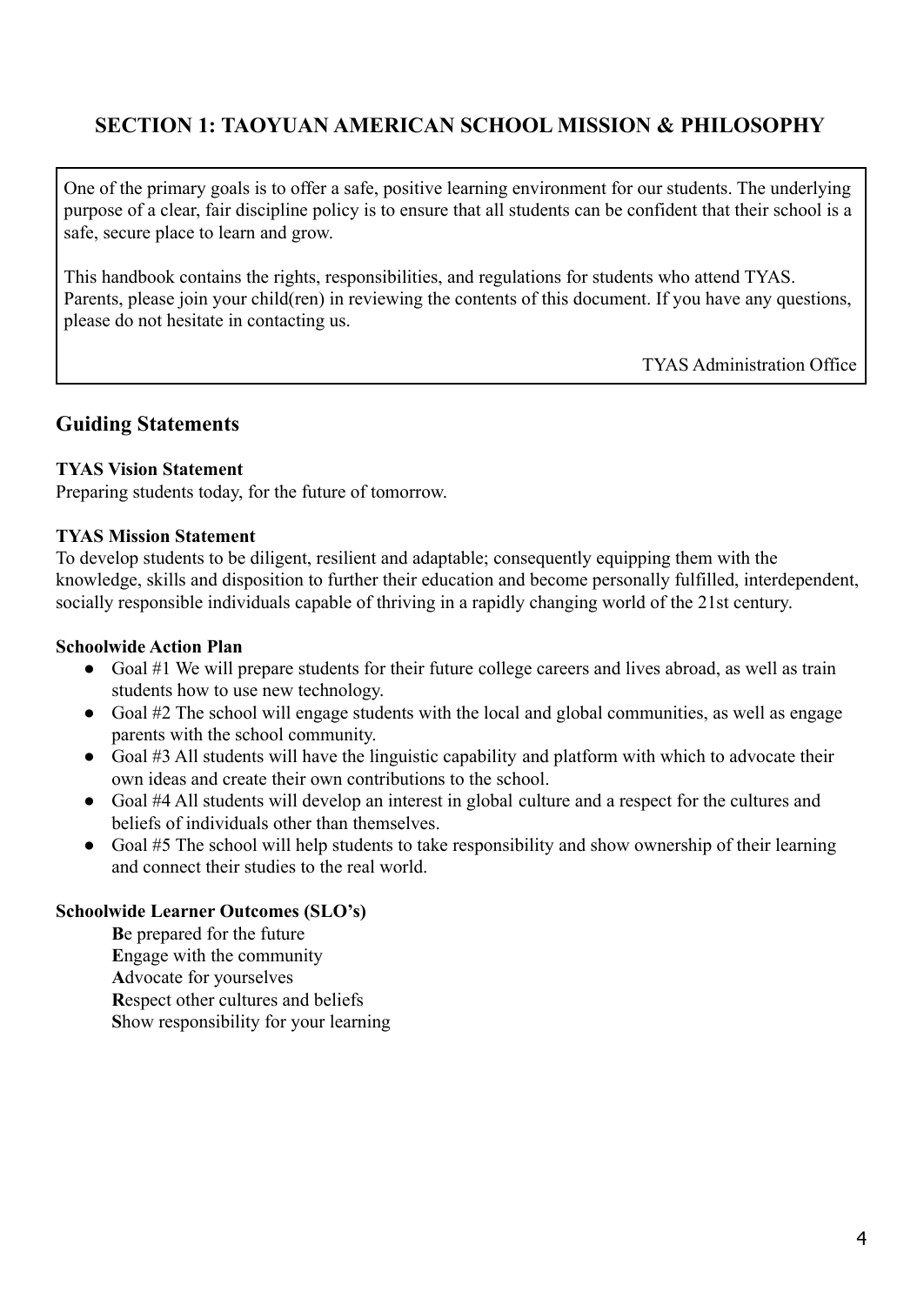## SECTION 1: TAOYUAN AMERICAN SCHOOL MISSION & PHILOSOPHY

One of the primary goals is to offer a safe, positive learning environment for our students. The underlying purpose of a clear, fair discipline policy is to ensure that all students can be confident that their school is a safe, secure place to learn and grow.

This handbook contains the rights, responsibilities, and regulations for students who attend TYAS. Parents, please join your child(ren) in reviewing the contents of this document. If you have any questions, please do not hesitate in contacting us.

TYAS Administration Office

### Guiding Statements

**TYAS Vision Statement**
Preparing students today, for the future of tomorrow.

**TYAS Mission Statement**
To develop students to be diligent, resilient and adaptable; consequently equipping them with the knowledge, skills and disposition to further their education and become personally fulfilled, interdependent, socially responsible individuals capable of thriving in a rapidly changing world of the 21st century.

**Schoolwide Action Plan**

- Goal #1 We will prepare students for their future college careers and lives abroad, as well as train students how to use new technology.
- Goal #2 The school will engage students with the local and global communities, as well as engage parents with the school community.
- Goal #3 All students will have the linguistic capability and platform with which to advocate their own ideas and create their own contributions to the school.
- Goal #4 All students will develop an interest in global culture and a respect for the cultures and beliefs of individuals other than themselves.
- Goal #5 The school will help students to take responsibility and show ownership of their learning and connect their studies to the real world.

**Schoolwide Learner Outcomes (SLO's)**

**B**e prepared for the future
**E**ngage with the community
**A**dvocate for yourselves
**R**espect other cultures and beliefs
**S**how responsibility for your learning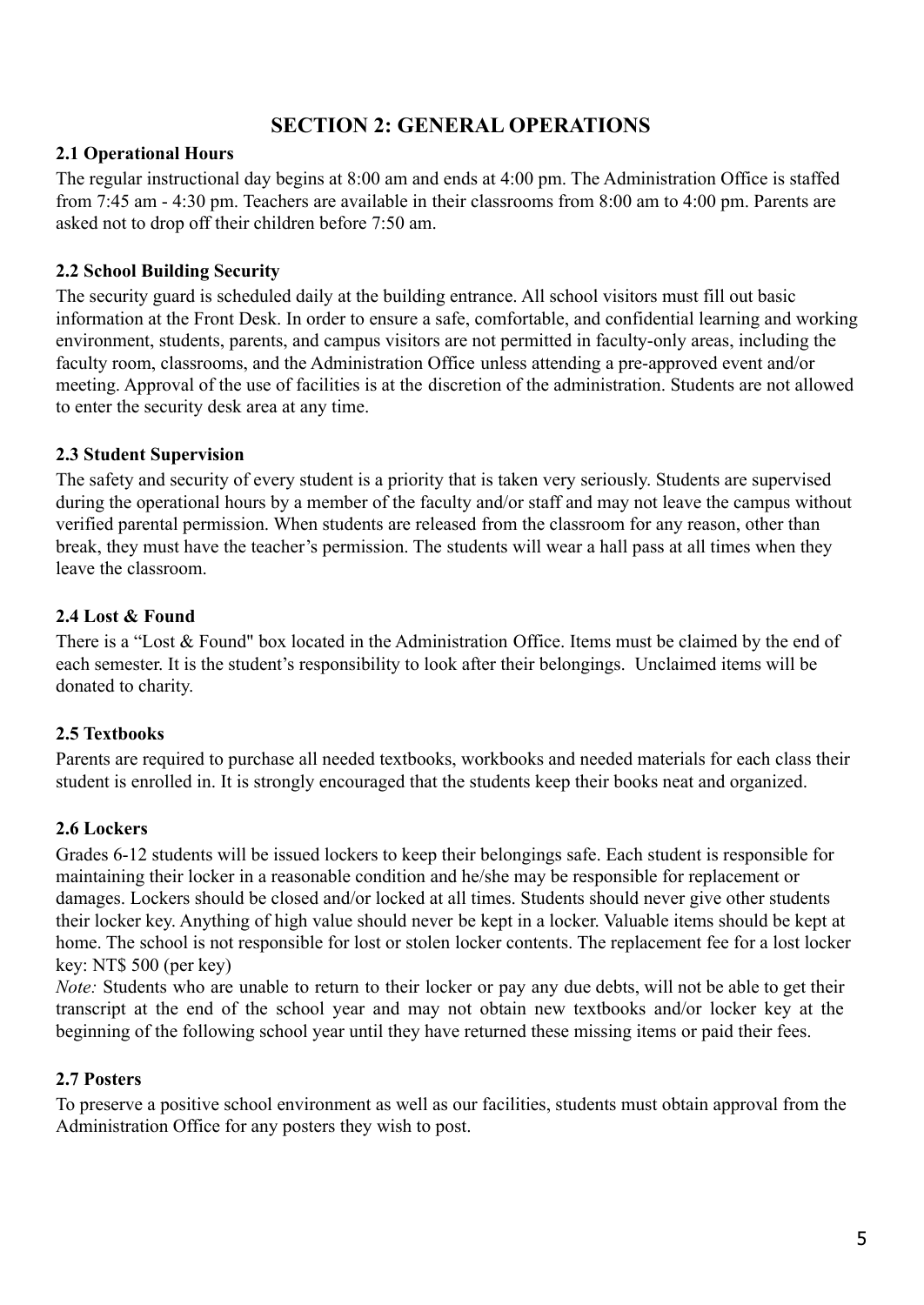# SECTION 2: GENERAL OPERATIONS

### 2.1 Operational Hours

The regular instructional day begins at 8:00 am and ends at 4:00 pm. The Administration Office is staffed from 7:45 am - 4:30 pm. Teachers are available in their classrooms from 8:00 am to 4:00 pm. Parents are asked not to drop off their children before 7:50 am.

### 2.2 School Building Security

The security guard is scheduled daily at the building entrance. All school visitors must fill out basic information at the Front Desk. In order to ensure a safe, comfortable, and confidential learning and working environment, students, parents, and campus visitors are not permitted in faculty-only areas, including the faculty room, classrooms, and the Administration Office unless attending a pre-approved event and/or meeting. Approval of the use of facilities is at the discretion of the administration. Students are not allowed to enter the security desk area at any time.

### 2.3 Student Supervision

The safety and security of every student is a priority that is taken very seriously. Students are supervised during the operational hours by a member of the faculty and/or staff and may not leave the campus without verified parental permission. When students are released from the classroom for any reason, other than break, they must have the teacher's permission. The students will wear a hall pass at all times when they leave the classroom.

### 2.4 Lost & Found

There is a "Lost & Found" box located in the Administration Office. Items must be claimed by the end of each semester. It is the student's responsibility to look after their belongings. Unclaimed items will be donated to charity.

### 2.5 Textbooks

Parents are required to purchase all needed textbooks, workbooks and needed materials for each class their student is enrolled in. It is strongly encouraged that the students keep their books neat and organized.

### 2.6 Lockers

Grades 6-12 students will be issued lockers to keep their belongings safe. Each student is responsible for maintaining their locker in a reasonable condition and he/she may be responsible for replacement or damages. Lockers should be closed and/or locked at all times. Students should never give other students their locker key. Anything of high value should never be kept in a locker. Valuable items should be kept at home. The school is not responsible for lost or stolen locker contents. The replacement fee for a lost locker key: NT$ 500 (per key)

*Note:* Students who are unable to return to their locker or pay any due debts, will not be able to get their transcript at the end of the school year and may not obtain new textbooks and/or locker key at the beginning of the following school year until they have returned these missing items or paid their fees.

### 2.7 Posters

To preserve a positive school environment as well as our facilities, students must obtain approval from the Administration Office for any posters they wish to post.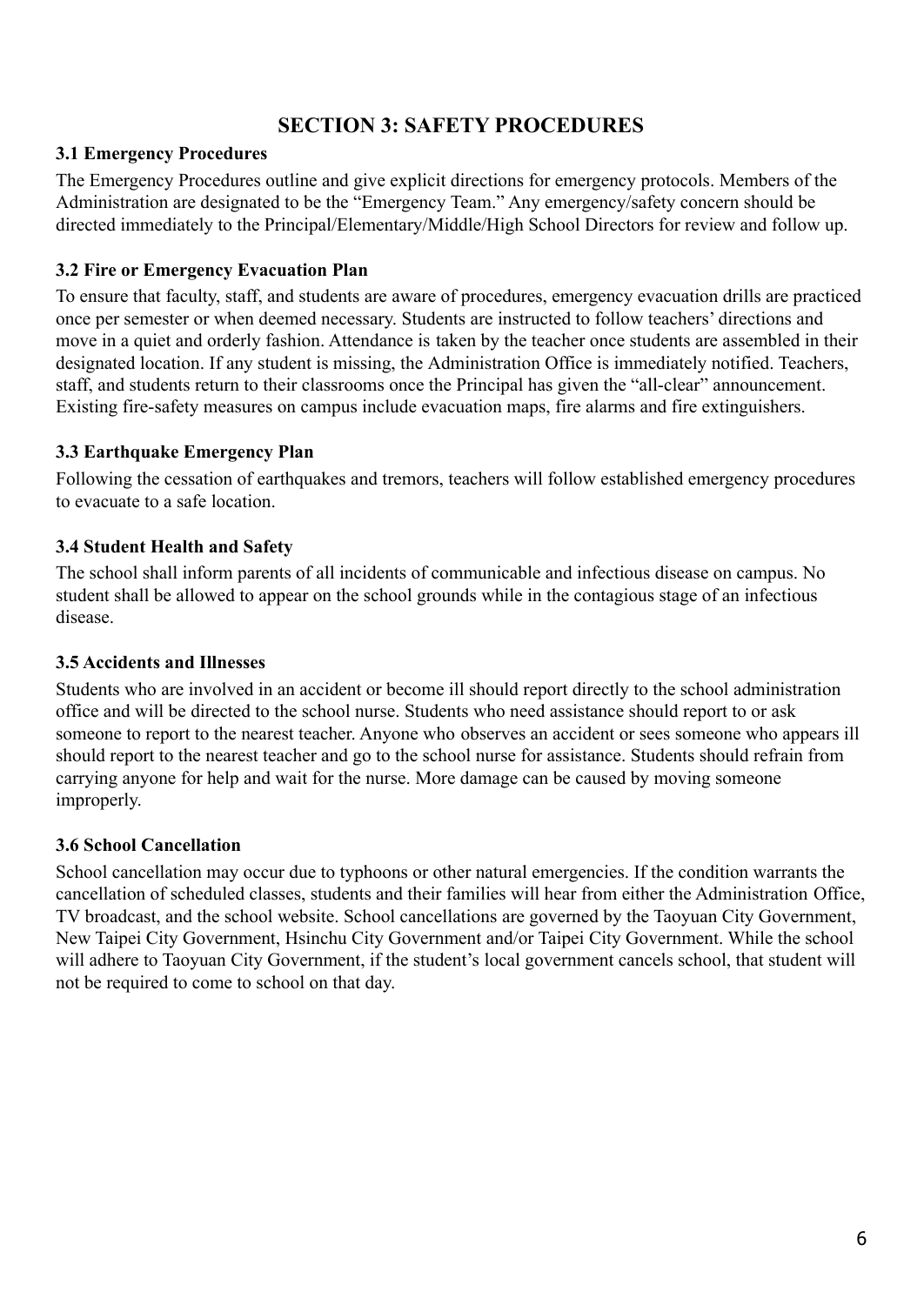## SECTION 3: SAFETY PROCEDURES

### 3.1 Emergency Procedures

The Emergency Procedures outline and give explicit directions for emergency protocols. Members of the Administration are designated to be the "Emergency Team." Any emergency/safety concern should be directed immediately to the Principal/Elementary/Middle/High School Directors for review and follow up.

### 3.2 Fire or Emergency Evacuation Plan

To ensure that faculty, staff, and students are aware of procedures, emergency evacuation drills are practiced once per semester or when deemed necessary. Students are instructed to follow teachers' directions and move in a quiet and orderly fashion. Attendance is taken by the teacher once students are assembled in their designated location. If any student is missing, the Administration Office is immediately notified. Teachers, staff, and students return to their classrooms once the Principal has given the "all-clear" announcement. Existing fire-safety measures on campus include evacuation maps, fire alarms and fire extinguishers.

### 3.3 Earthquake Emergency Plan

Following the cessation of earthquakes and tremors, teachers will follow established emergency procedures to evacuate to a safe location.

### 3.4 Student Health and Safety

The school shall inform parents of all incidents of communicable and infectious disease on campus. No student shall be allowed to appear on the school grounds while in the contagious stage of an infectious disease.

### 3.5 Accidents and Illnesses

Students who are involved in an accident or become ill should report directly to the school administration office and will be directed to the school nurse. Students who need assistance should report to or ask someone to report to the nearest teacher. Anyone who observes an accident or sees someone who appears ill should report to the nearest teacher and go to the school nurse for assistance. Students should refrain from carrying anyone for help and wait for the nurse. More damage can be caused by moving someone improperly.

### 3.6 School Cancellation

School cancellation may occur due to typhoons or other natural emergencies. If the condition warrants the cancellation of scheduled classes, students and their families will hear from either the Administration Office, TV broadcast, and the school website. School cancellations are governed by the Taoyuan City Government, New Taipei City Government, Hsinchu City Government and/or Taipei City Government. While the school will adhere to Taoyuan City Government, if the student's local government cancels school, that student will not be required to come to school on that day.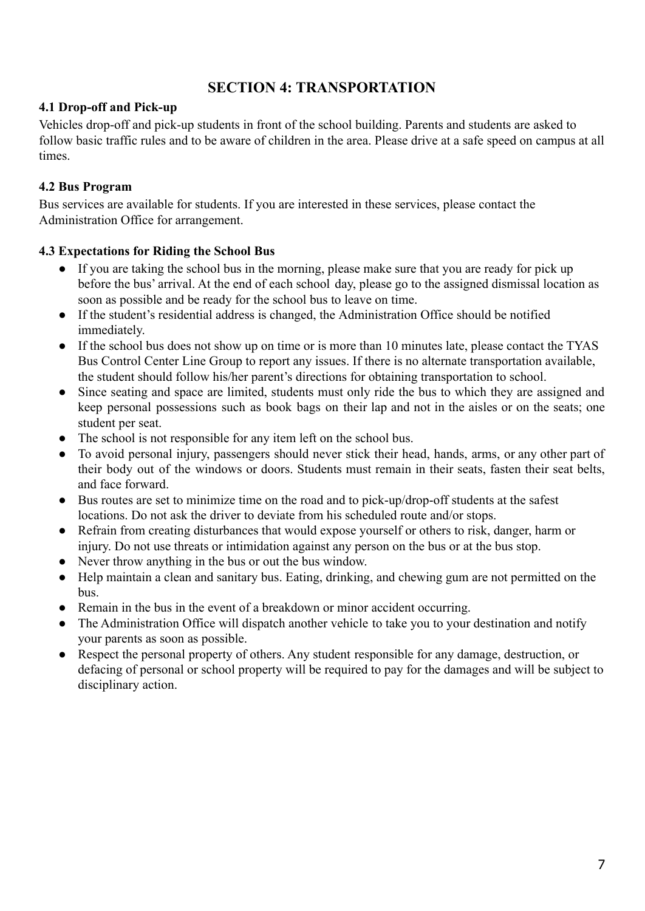## SECTION 4: TRANSPORTATION

### 4.1 Drop-off and Pick-up

Vehicles drop-off and pick-up students in front of the school building. Parents and students are asked to follow basic traffic rules and to be aware of children in the area. Please drive at a safe speed on campus at all times.

### 4.2 Bus Program

Bus services are available for students. If you are interested in these services, please contact the Administration Office for arrangement.

### 4.3 Expectations for Riding the School Bus

- If you are taking the school bus in the morning, please make sure that you are ready for pick up before the bus' arrival. At the end of each school day, please go to the assigned dismissal location as soon as possible and be ready for the school bus to leave on time.
- If the student's residential address is changed, the Administration Office should be notified immediately.
- If the school bus does not show up on time or is more than 10 minutes late, please contact the TYAS Bus Control Center Line Group to report any issues. If there is no alternate transportation available, the student should follow his/her parent's directions for obtaining transportation to school.
- Since seating and space are limited, students must only ride the bus to which they are assigned and keep personal possessions such as book bags on their lap and not in the aisles or on the seats; one student per seat.
- The school is not responsible for any item left on the school bus.
- To avoid personal injury, passengers should never stick their head, hands, arms, or any other part of their body out of the windows or doors. Students must remain in their seats, fasten their seat belts, and face forward.
- Bus routes are set to minimize time on the road and to pick-up/drop-off students at the safest locations. Do not ask the driver to deviate from his scheduled route and/or stops.
- Refrain from creating disturbances that would expose yourself or others to risk, danger, harm or injury. Do not use threats or intimidation against any person on the bus or at the bus stop.
- Never throw anything in the bus or out the bus window.
- Help maintain a clean and sanitary bus. Eating, drinking, and chewing gum are not permitted on the bus.
- Remain in the bus in the event of a breakdown or minor accident occurring.
- The Administration Office will dispatch another vehicle to take you to your destination and notify your parents as soon as possible.
- Respect the personal property of others. Any student responsible for any damage, destruction, or defacing of personal or school property will be required to pay for the damages and will be subject to disciplinary action.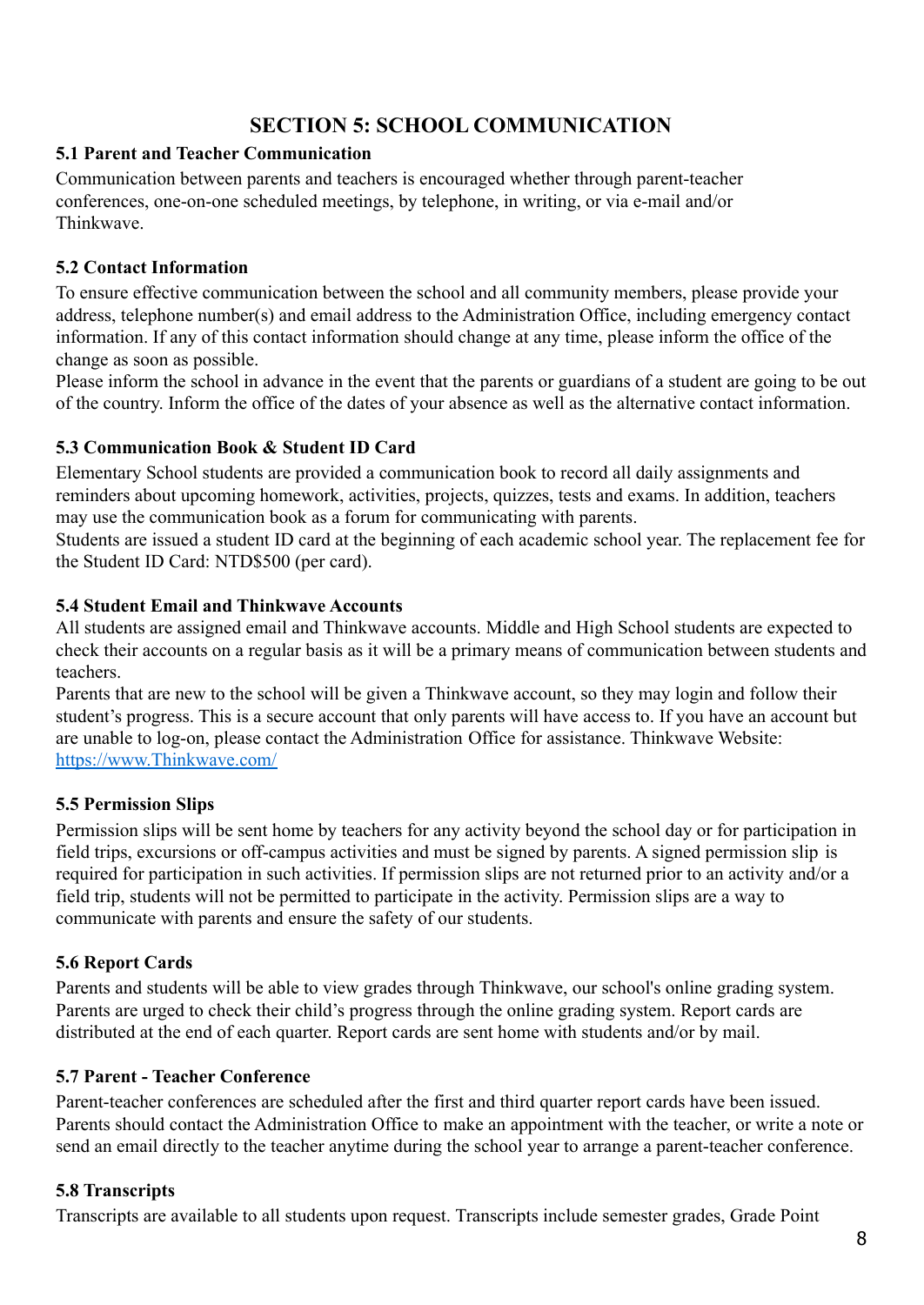# SECTION 5: SCHOOL COMMUNICATION

### 5.1 Parent and Teacher Communication

Communication between parents and teachers is encouraged whether through parent-teacher conferences, one-on-one scheduled meetings, by telephone, in writing, or via e-mail and/or Thinkwave.

### 5.2 Contact Information

To ensure effective communication between the school and all community members, please provide your address, telephone number(s) and email address to the Administration Office, including emergency contact information. If any of this contact information should change at any time, please inform the office of the change as soon as possible.

Please inform the school in advance in the event that the parents or guardians of a student are going to be out of the country. Inform the office of the dates of your absence as well as the alternative contact information.

### 5.3 Communication Book & Student ID Card

Elementary School students are provided a communication book to record all daily assignments and reminders about upcoming homework, activities, projects, quizzes, tests and exams. In addition, teachers may use the communication book as a forum for communicating with parents.

Students are issued a student ID card at the beginning of each academic school year. The replacement fee for the Student ID Card: NTD$500 (per card).

### 5.4 Student Email and Thinkwave Accounts

All students are assigned email and Thinkwave accounts. Middle and High School students are expected to check their accounts on a regular basis as it will be a primary means of communication between students and teachers.

Parents that are new to the school will be given a Thinkwave account, so they may login and follow their student's progress. This is a secure account that only parents will have access to. If you have an account but are unable to log-on, please contact the Administration Office for assistance. Thinkwave Website: [https://www.Thinkwave.com/](https://www.Thinkwave.com/)

### 5.5 Permission Slips

Permission slips will be sent home by teachers for any activity beyond the school day or for participation in field trips, excursions or off-campus activities and must be signed by parents. A signed permission slip is required for participation in such activities. If permission slips are not returned prior to an activity and/or a field trip, students will not be permitted to participate in the activity. Permission slips are a way to communicate with parents and ensure the safety of our students.

### 5.6 Report Cards

Parents and students will be able to view grades through Thinkwave, our school's online grading system. Parents are urged to check their child's progress through the online grading system. Report cards are distributed at the end of each quarter. Report cards are sent home with students and/or by mail.

### 5.7 Parent - Teacher Conference

Parent-teacher conferences are scheduled after the first and third quarter report cards have been issued. Parents should contact the Administration Office to make an appointment with the teacher, or write a note or send an email directly to the teacher anytime during the school year to arrange a parent-teacher conference.

### 5.8 Transcripts

Transcripts are available to all students upon request. Transcripts include semester grades, Grade Point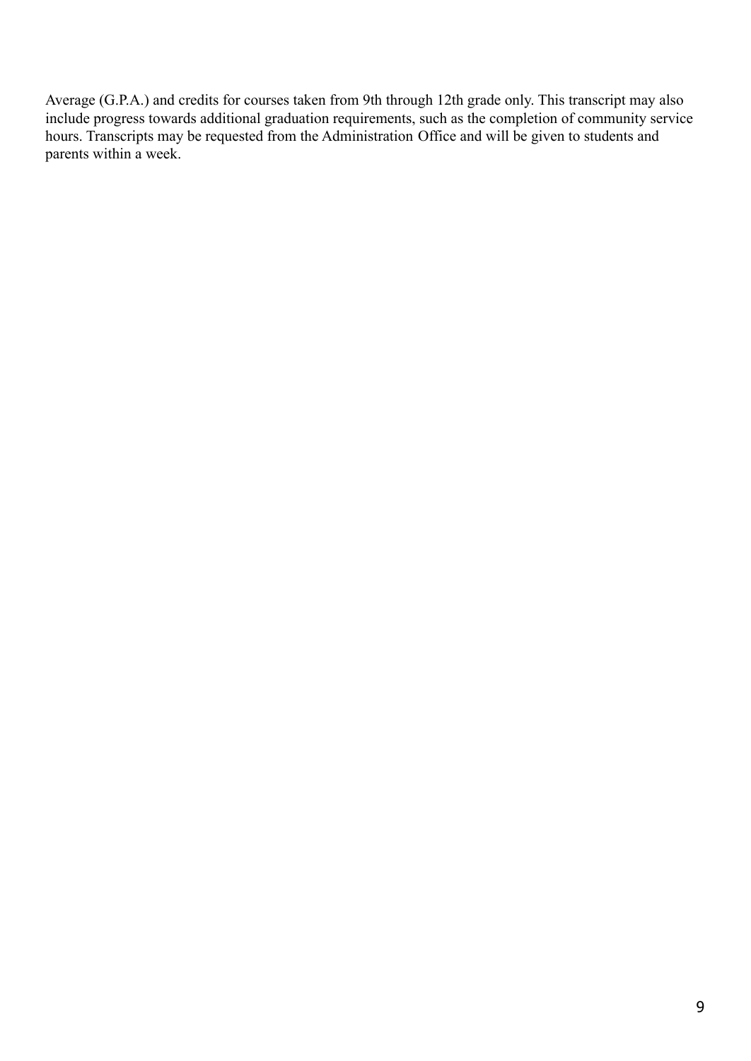Average (G.P.A.) and credits for courses taken from 9th through 12th grade only. This transcript may also include progress towards additional graduation requirements, such as the completion of community service hours. Transcripts may be requested from the Administration Office and will be given to students and parents within a week.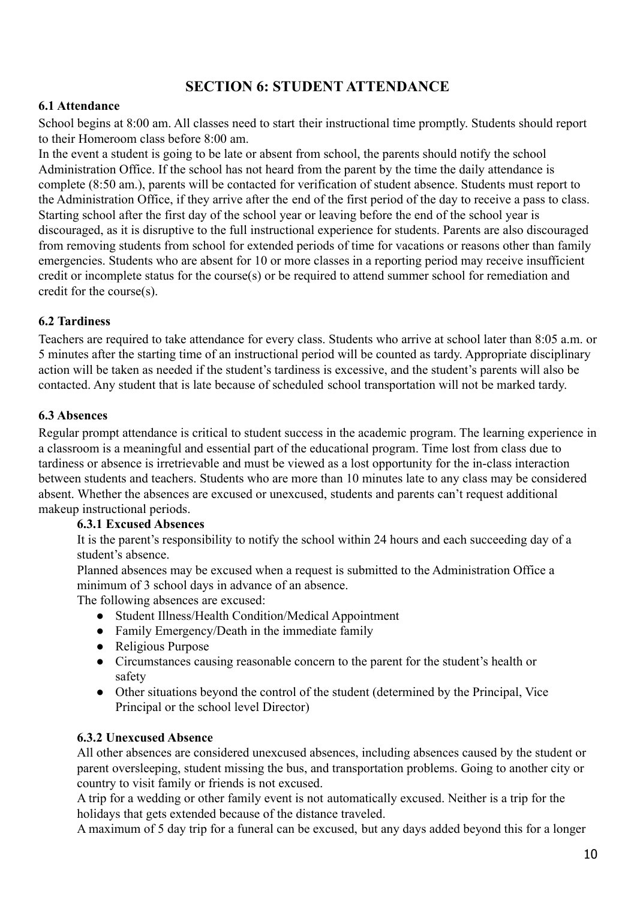# SECTION 6: STUDENT ATTENDANCE

### 6.1 Attendance

School begins at 8:00 am. All classes need to start their instructional time promptly. Students should report to their Homeroom class before 8:00 am.

In the event a student is going to be late or absent from school, the parents should notify the school Administration Office. If the school has not heard from the parent by the time the daily attendance is complete (8:50 am.), parents will be contacted for verification of student absence. Students must report to the Administration Office, if they arrive after the end of the first period of the day to receive a pass to class. Starting school after the first day of the school year or leaving before the end of the school year is discouraged, as it is disruptive to the full instructional experience for students. Parents are also discouraged from removing students from school for extended periods of time for vacations or reasons other than family emergencies. Students who are absent for 10 or more classes in a reporting period may receive insufficient credit or incomplete status for the course(s) or be required to attend summer school for remediation and credit for the course(s).

### 6.2 Tardiness

Teachers are required to take attendance for every class. Students who arrive at school later than 8:05 a.m. or 5 minutes after the starting time of an instructional period will be counted as tardy. Appropriate disciplinary action will be taken as needed if the student's tardiness is excessive, and the student's parents will also be contacted. Any student that is late because of scheduled school transportation will not be marked tardy.

### 6.3 Absences

Regular prompt attendance is critical to student success in the academic program. The learning experience in a classroom is a meaningful and essential part of the educational program. Time lost from class due to tardiness or absence is irretrievable and must be viewed as a lost opportunity for the in-class interaction between students and teachers. Students who are more than 10 minutes late to any class may be considered absent. Whether the absences are excused or unexcused, students and parents can't request additional makeup instructional periods.

#### 6.3.1 Excused Absences

It is the parent's responsibility to notify the school within 24 hours and each succeeding day of a student's absence.

Planned absences may be excused when a request is submitted to the Administration Office a minimum of 3 school days in advance of an absence.

The following absences are excused:

- Student Illness/Health Condition/Medical Appointment
- Family Emergency/Death in the immediate family
- Religious Purpose
- Circumstances causing reasonable concern to the parent for the student's health or safety
- Other situations beyond the control of the student (determined by the Principal, Vice Principal or the school level Director)

#### 6.3.2 Unexcused Absence

All other absences are considered unexcused absences, including absences caused by the student or parent oversleeping, student missing the bus, and transportation problems. Going to another city or country to visit family or friends is not excused.

A trip for a wedding or other family event is not automatically excused. Neither is a trip for the holidays that gets extended because of the distance traveled.

A maximum of 5 day trip for a funeral can be excused, but any days added beyond this for a longer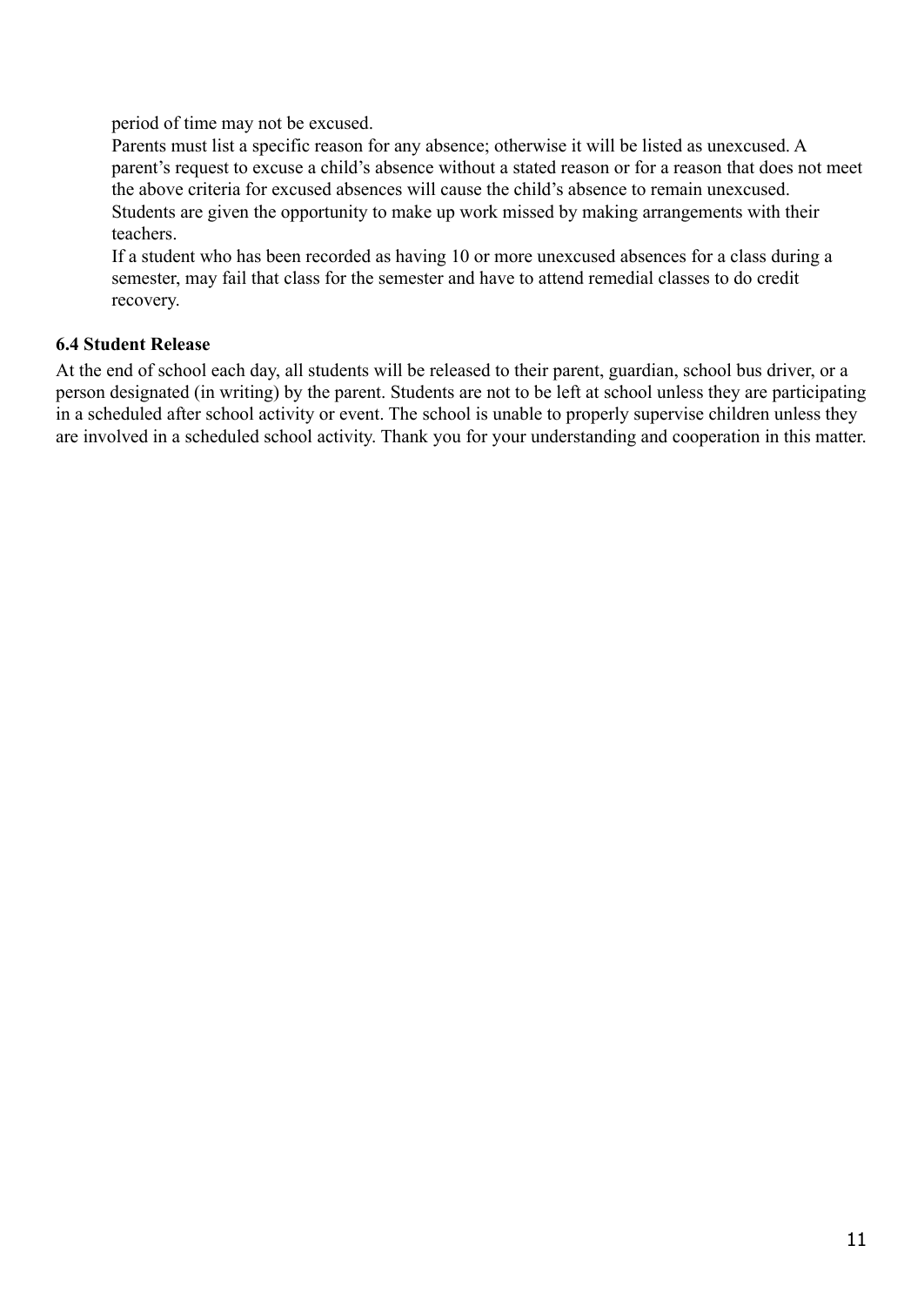period of time may not be excused.

Parents must list a specific reason for any absence; otherwise it will be listed as unexcused. A parent's request to excuse a child's absence without a stated reason or for a reason that does not meet the above criteria for excused absences will cause the child's absence to remain unexcused.

Students are given the opportunity to make up work missed by making arrangements with their teachers.

If a student who has been recorded as having 10 or more unexcused absences for a class during a semester, may fail that class for the semester and have to attend remedial classes to do credit recovery.

### 6.4 Student Release

At the end of school each day, all students will be released to their parent, guardian, school bus driver, or a person designated (in writing) by the parent. Students are not to be left at school unless they are participating in a scheduled after school activity or event. The school is unable to properly supervise children unless they are involved in a scheduled school activity. Thank you for your understanding and cooperation in this matter.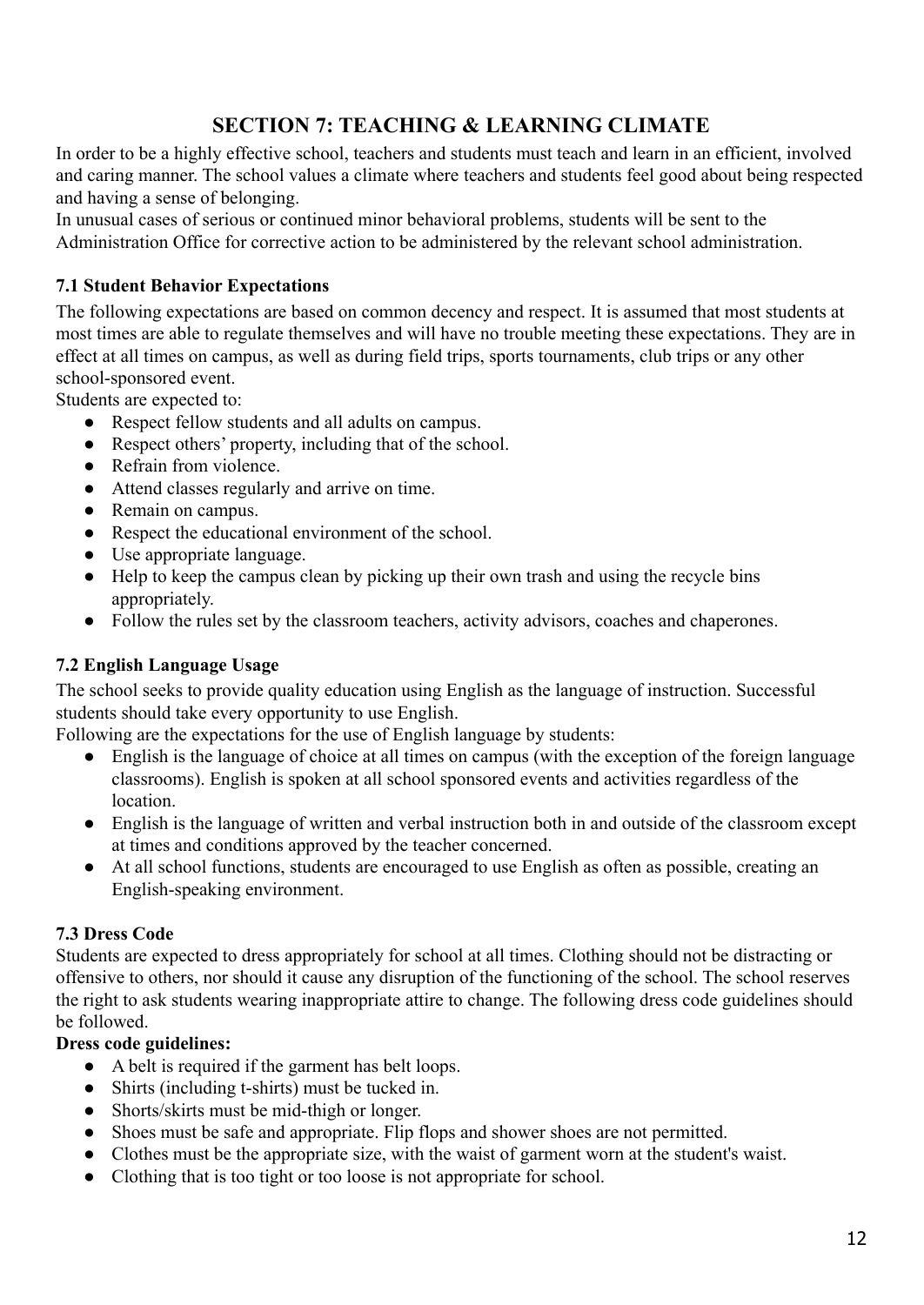# SECTION 7: TEACHING & LEARNING CLIMATE

In order to be a highly effective school, teachers and students must teach and learn in an efficient, involved and caring manner. The school values a climate where teachers and students feel good about being respected and having a sense of belonging.

In unusual cases of serious or continued minor behavioral problems, students will be sent to the Administration Office for corrective action to be administered by the relevant school administration.

### 7.1 Student Behavior Expectations

The following expectations are based on common decency and respect. It is assumed that most students at most times are able to regulate themselves and will have no trouble meeting these expectations. They are in effect at all times on campus, as well as during field trips, sports tournaments, club trips or any other school-sponsored event.

Students are expected to:

- Respect fellow students and all adults on campus.
- Respect others' property, including that of the school.
- Refrain from violence.
- Attend classes regularly and arrive on time.
- Remain on campus.
- Respect the educational environment of the school.
- Use appropriate language.
- Help to keep the campus clean by picking up their own trash and using the recycle bins appropriately.
- Follow the rules set by the classroom teachers, activity advisors, coaches and chaperones.

### 7.2 English Language Usage

The school seeks to provide quality education using English as the language of instruction. Successful students should take every opportunity to use English.

Following are the expectations for the use of English language by students:

- English is the language of choice at all times on campus (with the exception of the foreign language classrooms). English is spoken at all school sponsored events and activities regardless of the location.
- English is the language of written and verbal instruction both in and outside of the classroom except at times and conditions approved by the teacher concerned.
- At all school functions, students are encouraged to use English as often as possible, creating an English-speaking environment.

### 7.3 Dress Code

Students are expected to dress appropriately for school at all times. Clothing should not be distracting or offensive to others, nor should it cause any disruption of the functioning of the school. The school reserves the right to ask students wearing inappropriate attire to change. The following dress code guidelines should be followed.

**Dress code guidelines:**

- A belt is required if the garment has belt loops.
- Shirts (including t-shirts) must be tucked in.
- Shorts/skirts must be mid-thigh or longer.
- Shoes must be safe and appropriate. Flip flops and shower shoes are not permitted.
- Clothes must be the appropriate size, with the waist of garment worn at the student's waist.
- Clothing that is too tight or too loose is not appropriate for school.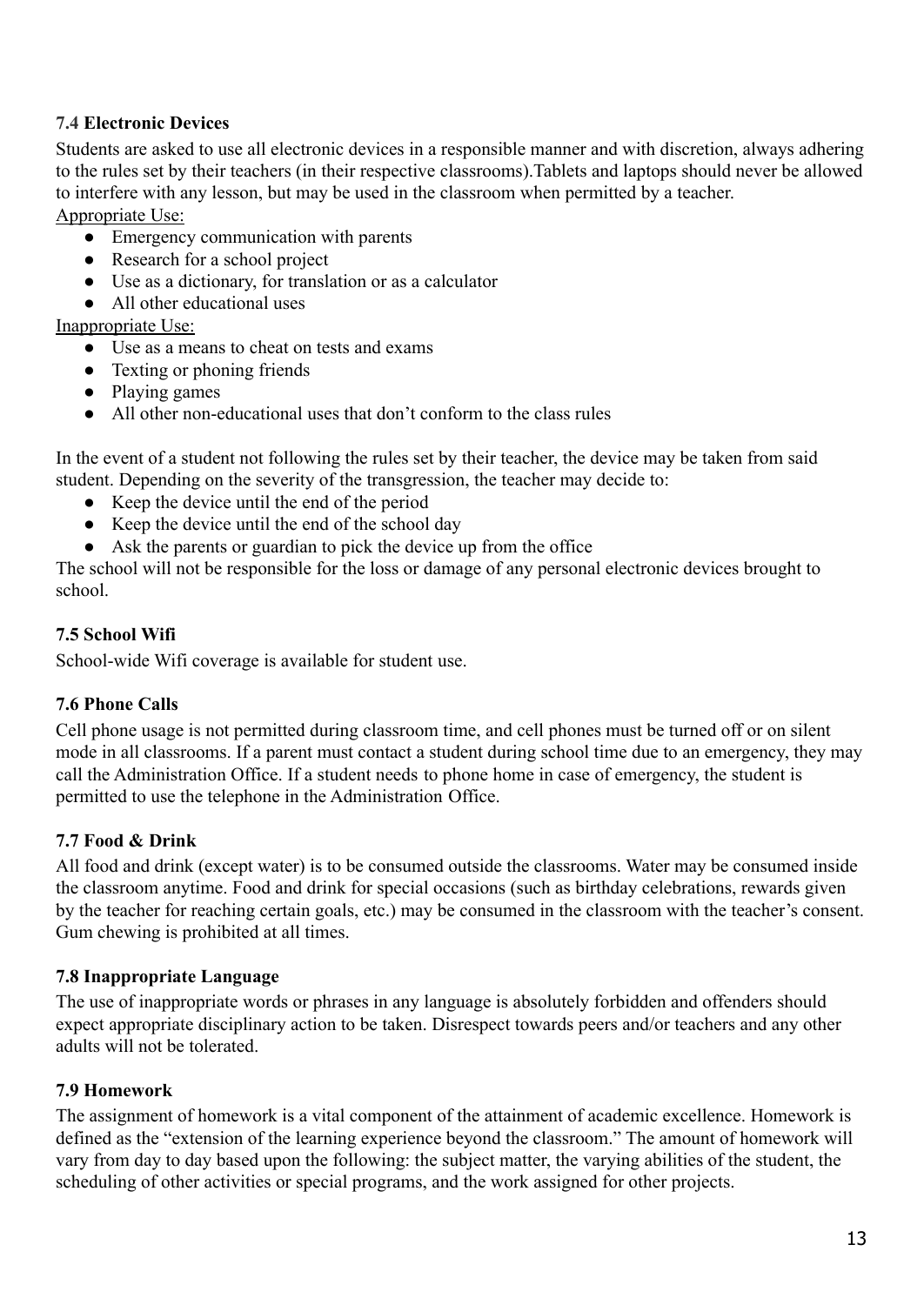### 7.4 Electronic Devices

Students are asked to use all electronic devices in a responsible manner and with discretion, always adhering to the rules set by their teachers (in their respective classrooms).Tablets and laptops should never be allowed to interfere with any lesson, but may be used in the classroom when permitted by a teacher.

Appropriate Use:

- Emergency communication with parents
- Research for a school project
- Use as a dictionary, for translation or as a calculator
- All other educational uses

Inappropriate Use:

- Use as a means to cheat on tests and exams
- Texting or phoning friends
- Playing games
- All other non-educational uses that don't conform to the class rules

In the event of a student not following the rules set by their teacher, the device may be taken from said student. Depending on the severity of the transgression, the teacher may decide to:

- Keep the device until the end of the period
- Keep the device until the end of the school day
- Ask the parents or guardian to pick the device up from the office

The school will not be responsible for the loss or damage of any personal electronic devices brought to school.

### 7.5 School Wifi

School-wide Wifi coverage is available for student use.

### 7.6 Phone Calls

Cell phone usage is not permitted during classroom time, and cell phones must be turned off or on silent mode in all classrooms. If a parent must contact a student during school time due to an emergency, they may call the Administration Office. If a student needs to phone home in case of emergency, the student is permitted to use the telephone in the Administration Office.

### 7.7 Food & Drink

All food and drink (except water) is to be consumed outside the classrooms. Water may be consumed inside the classroom anytime. Food and drink for special occasions (such as birthday celebrations, rewards given by the teacher for reaching certain goals, etc.) may be consumed in the classroom with the teacher's consent. Gum chewing is prohibited at all times.

### 7.8 Inappropriate Language

The use of inappropriate words or phrases in any language is absolutely forbidden and offenders should expect appropriate disciplinary action to be taken. Disrespect towards peers and/or teachers and any other adults will not be tolerated.

### 7.9 Homework

The assignment of homework is a vital component of the attainment of academic excellence. Homework is defined as the "extension of the learning experience beyond the classroom." The amount of homework will vary from day to day based upon the following: the subject matter, the varying abilities of the student, the scheduling of other activities or special programs, and the work assigned for other projects.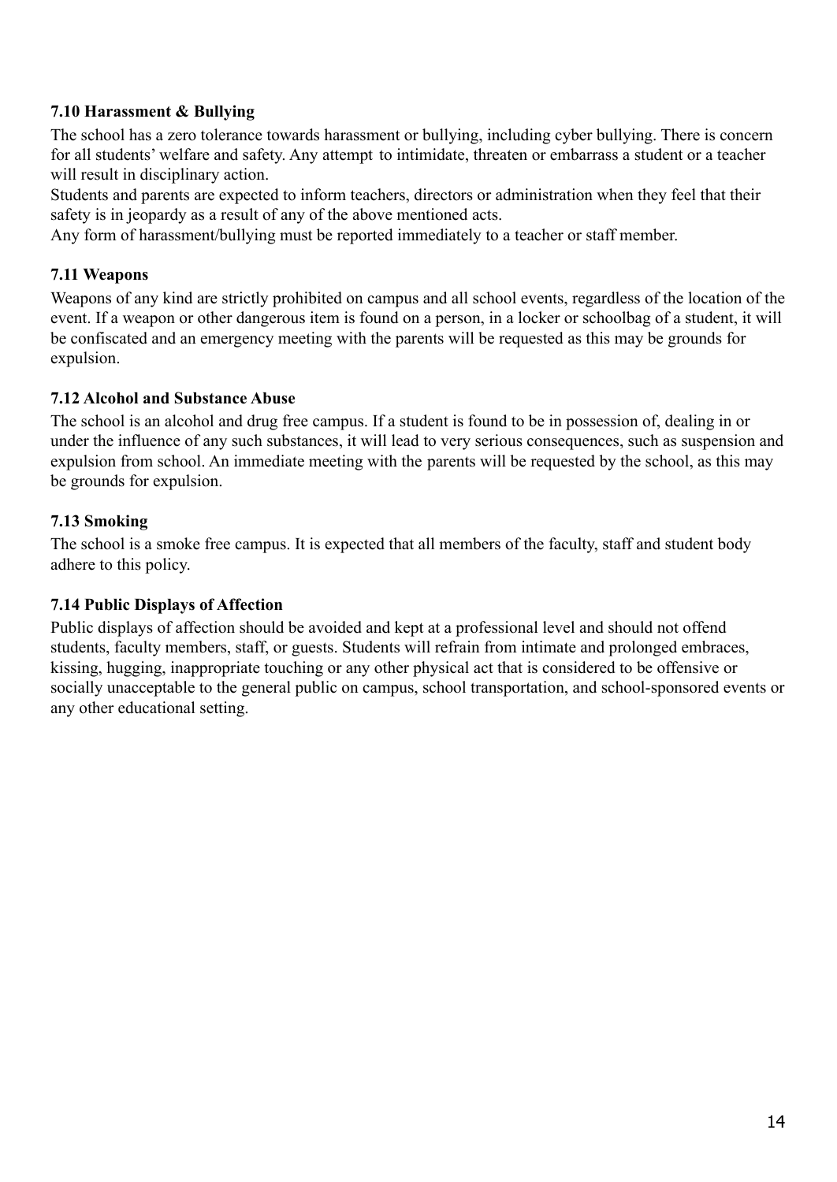### 7.10 Harassment & Bullying

The school has a zero tolerance towards harassment or bullying, including cyber bullying. There is concern for all students' welfare and safety. Any attempt to intimidate, threaten or embarrass a student or a teacher will result in disciplinary action.

Students and parents are expected to inform teachers, directors or administration when they feel that their safety is in jeopardy as a result of any of the above mentioned acts.

Any form of harassment/bullying must be reported immediately to a teacher or staff member.

### 7.11 Weapons

Weapons of any kind are strictly prohibited on campus and all school events, regardless of the location of the event. If a weapon or other dangerous item is found on a person, in a locker or schoolbag of a student, it will be confiscated and an emergency meeting with the parents will be requested as this may be grounds for expulsion.

### 7.12 Alcohol and Substance Abuse

The school is an alcohol and drug free campus. If a student is found to be in possession of, dealing in or under the influence of any such substances, it will lead to very serious consequences, such as suspension and expulsion from school. An immediate meeting with the parents will be requested by the school, as this may be grounds for expulsion.

### 7.13 Smoking

The school is a smoke free campus. It is expected that all members of the faculty, staff and student body adhere to this policy.

### 7.14 Public Displays of Affection

Public displays of affection should be avoided and kept at a professional level and should not offend students, faculty members, staff, or guests. Students will refrain from intimate and prolonged embraces, kissing, hugging, inappropriate touching or any other physical act that is considered to be offensive or socially unacceptable to the general public on campus, school transportation, and school-sponsored events or any other educational setting.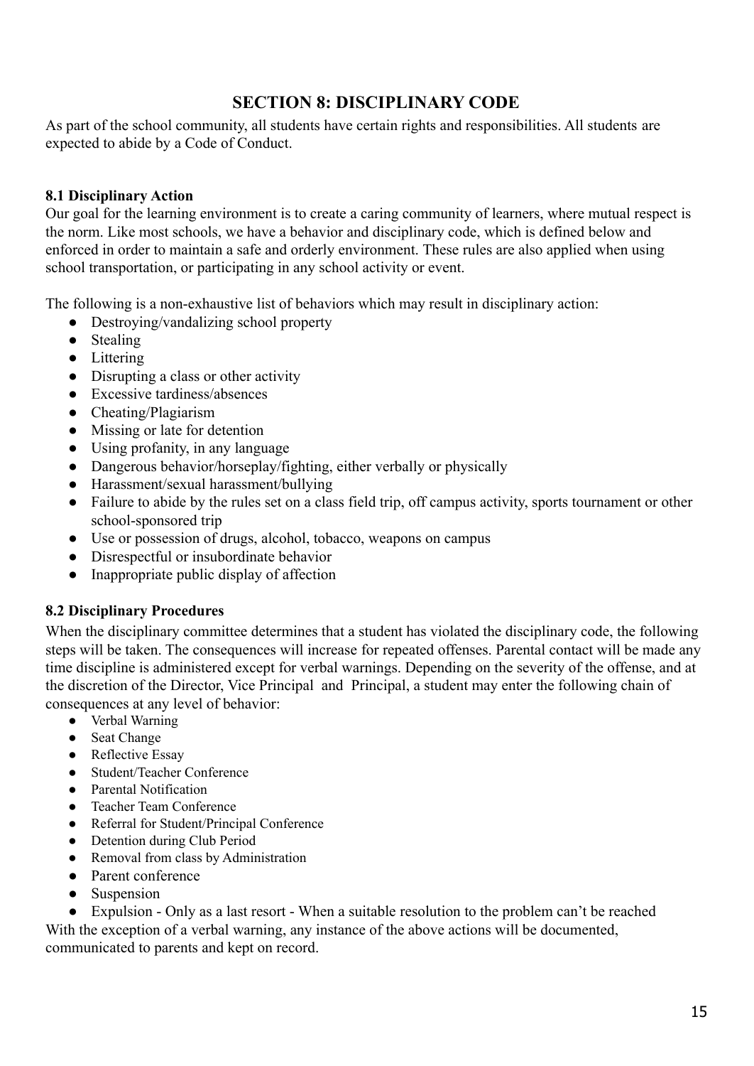## SECTION 8: DISCIPLINARY CODE

As part of the school community, all students have certain rights and responsibilities. All students are expected to abide by a Code of Conduct.

### 8.1 Disciplinary Action

Our goal for the learning environment is to create a caring community of learners, where mutual respect is the norm. Like most schools, we have a behavior and disciplinary code, which is defined below and enforced in order to maintain a safe and orderly environment. These rules are also applied when using school transportation, or participating in any school activity or event.

The following is a non-exhaustive list of behaviors which may result in disciplinary action:

- Destroying/vandalizing school property
- Stealing
- Littering
- Disrupting a class or other activity
- Excessive tardiness/absences
- Cheating/Plagiarism
- Missing or late for detention
- Using profanity, in any language
- Dangerous behavior/horseplay/fighting, either verbally or physically
- Harassment/sexual harassment/bullying
- Failure to abide by the rules set on a class field trip, off campus activity, sports tournament or other school-sponsored trip
- Use or possession of drugs, alcohol, tobacco, weapons on campus
- Disrespectful or insubordinate behavior
- Inappropriate public display of affection

### 8.2 Disciplinary Procedures

When the disciplinary committee determines that a student has violated the disciplinary code, the following steps will be taken. The consequences will increase for repeated offenses. Parental contact will be made any time discipline is administered except for verbal warnings. Depending on the severity of the offense, and at the discretion of the Director, Vice Principal and Principal, a student may enter the following chain of consequences at any level of behavior:

- Verbal Warning
- Seat Change
- Reflective Essay
- Student/Teacher Conference
- Parental Notification
- Teacher Team Conference
- Referral for Student/Principal Conference
- Detention during Club Period
- Removal from class by Administration
- Parent conference
- Suspension
- Expulsion - Only as a last resort - When a suitable resolution to the problem can't be reached

With the exception of a verbal warning, any instance of the above actions will be documented, communicated to parents and kept on record.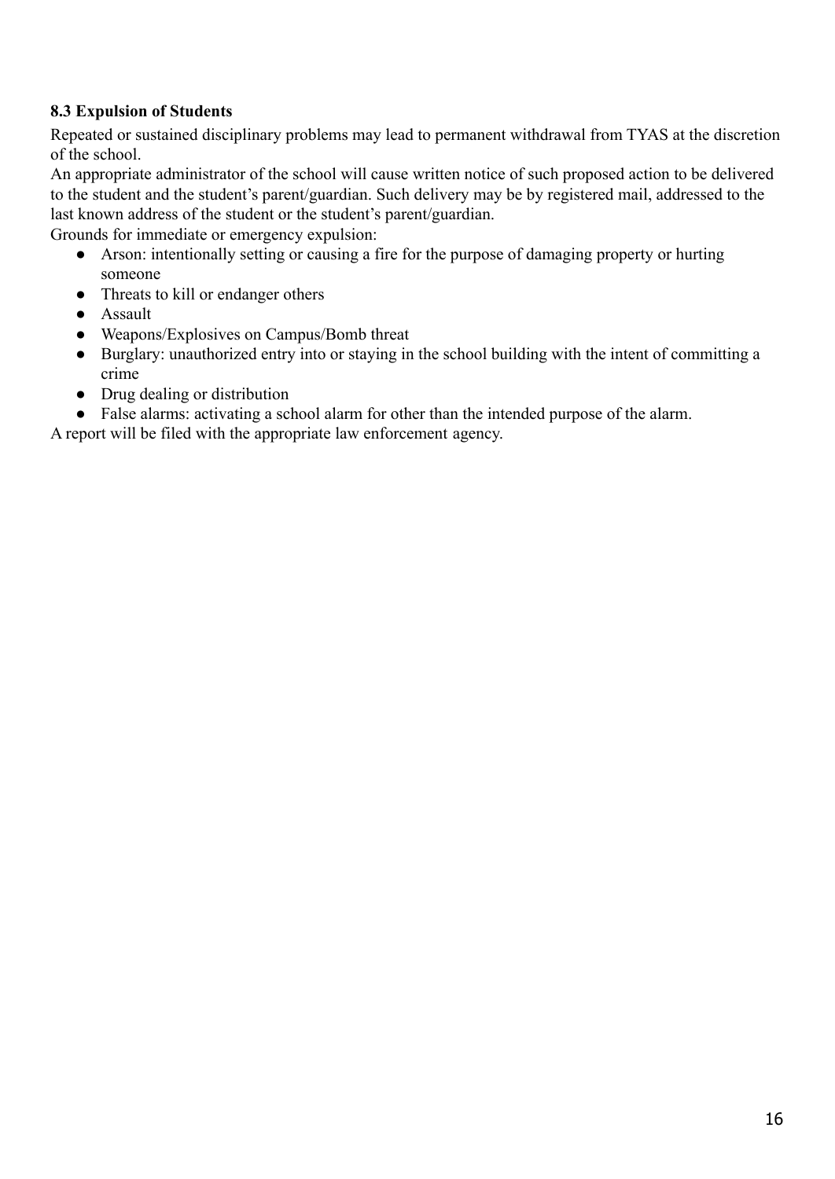### 8.3 Expulsion of Students

Repeated or sustained disciplinary problems may lead to permanent withdrawal from TYAS at the discretion of the school.

An appropriate administrator of the school will cause written notice of such proposed action to be delivered to the student and the student's parent/guardian. Such delivery may be by registered mail, addressed to the last known address of the student or the student's parent/guardian.

Grounds for immediate or emergency expulsion:

- Arson: intentionally setting or causing a fire for the purpose of damaging property or hurting someone
- Threats to kill or endanger others
- Assault
- Weapons/Explosives on Campus/Bomb threat
- Burglary: unauthorized entry into or staying in the school building with the intent of committing a crime
- Drug dealing or distribution
- False alarms: activating a school alarm for other than the intended purpose of the alarm.

A report will be filed with the appropriate law enforcement agency.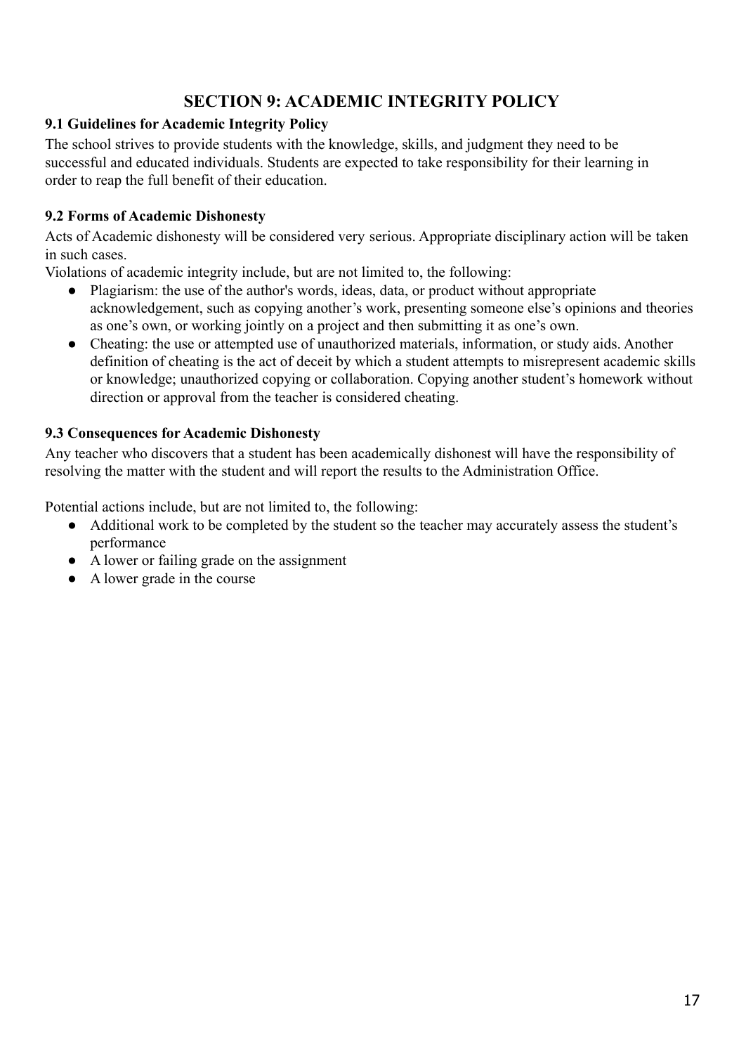# SECTION 9: ACADEMIC INTEGRITY POLICY

### 9.1 Guidelines for Academic Integrity Policy

The school strives to provide students with the knowledge, skills, and judgment they need to be successful and educated individuals. Students are expected to take responsibility for their learning in order to reap the full benefit of their education.

### 9.2 Forms of Academic Dishonesty

Acts of Academic dishonesty will be considered very serious. Appropriate disciplinary action will be taken in such cases.

Violations of academic integrity include, but are not limited to, the following:

- Plagiarism: the use of the author's words, ideas, data, or product without appropriate acknowledgement, such as copying another's work, presenting someone else's opinions and theories as one's own, or working jointly on a project and then submitting it as one's own.
- Cheating: the use or attempted use of unauthorized materials, information, or study aids. Another definition of cheating is the act of deceit by which a student attempts to misrepresent academic skills or knowledge; unauthorized copying or collaboration. Copying another student's homework without direction or approval from the teacher is considered cheating.

### 9.3 Consequences for Academic Dishonesty

Any teacher who discovers that a student has been academically dishonest will have the responsibility of resolving the matter with the student and will report the results to the Administration Office.

Potential actions include, but are not limited to, the following:

- Additional work to be completed by the student so the teacher may accurately assess the student's performance
- A lower or failing grade on the assignment
- A lower grade in the course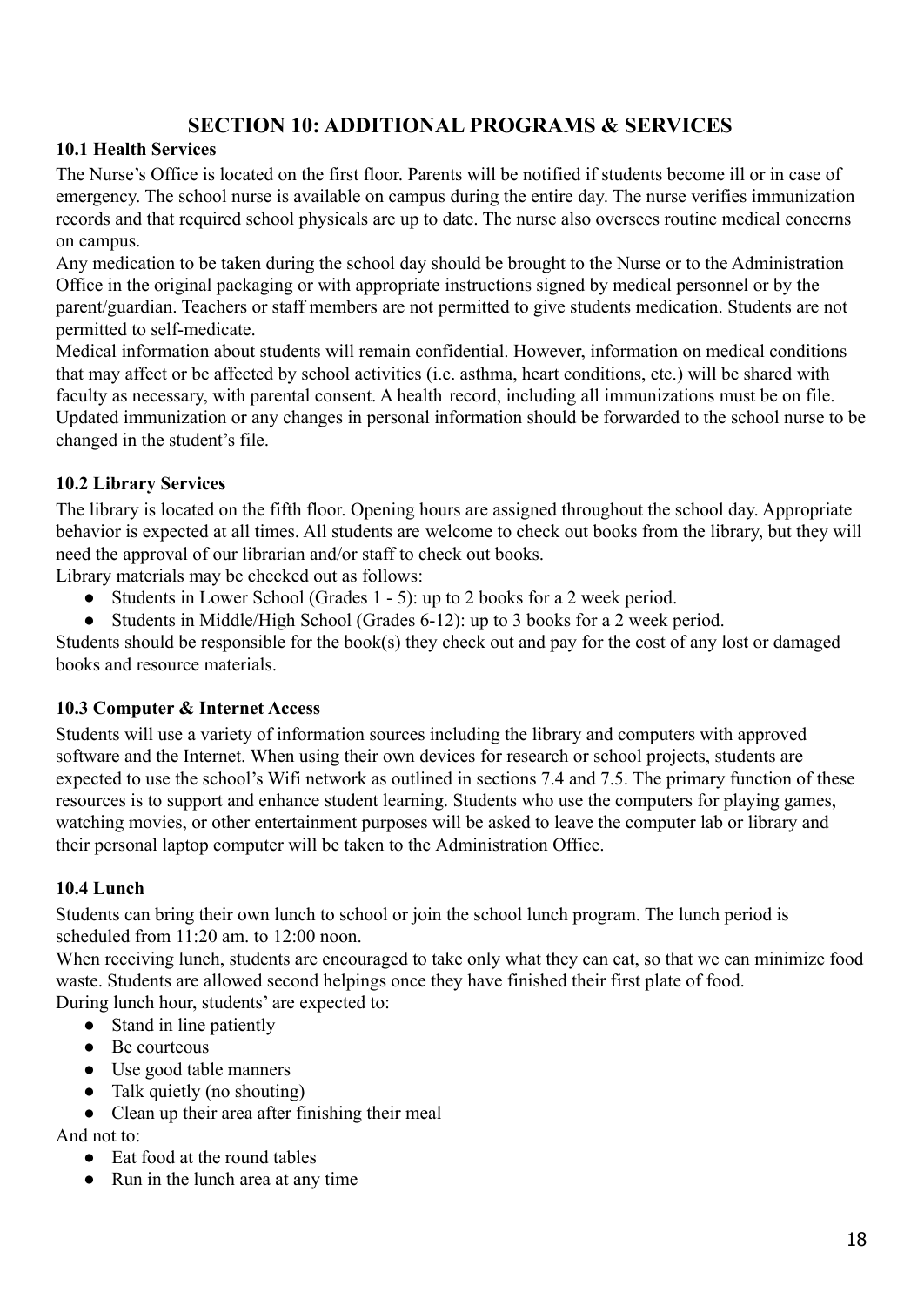# SECTION 10: ADDITIONAL PROGRAMS & SERVICES

### 10.1 Health Services

The Nurse's Office is located on the first floor. Parents will be notified if students become ill or in case of emergency. The school nurse is available on campus during the entire day. The nurse verifies immunization records and that required school physicals are up to date. The nurse also oversees routine medical concerns on campus.

Any medication to be taken during the school day should be brought to the Nurse or to the Administration Office in the original packaging or with appropriate instructions signed by medical personnel or by the parent/guardian. Teachers or staff members are not permitted to give students medication. Students are not permitted to self-medicate.

Medical information about students will remain confidential. However, information on medical conditions that may affect or be affected by school activities (i.e. asthma, heart conditions, etc.) will be shared with faculty as necessary, with parental consent. A health record, including all immunizations must be on file. Updated immunization or any changes in personal information should be forwarded to the school nurse to be changed in the student's file.

### 10.2 Library Services

The library is located on the fifth floor. Opening hours are assigned throughout the school day. Appropriate behavior is expected at all times. All students are welcome to check out books from the library, but they will need the approval of our librarian and/or staff to check out books.

Library materials may be checked out as follows:

- Students in Lower School (Grades 1 - 5): up to 2 books for a 2 week period.
- Students in Middle/High School (Grades 6-12): up to 3 books for a 2 week period.

Students should be responsible for the book(s) they check out and pay for the cost of any lost or damaged books and resource materials.

### 10.3 Computer & Internet Access

Students will use a variety of information sources including the library and computers with approved software and the Internet. When using their own devices for research or school projects, students are expected to use the school's Wifi network as outlined in sections 7.4 and 7.5. The primary function of these resources is to support and enhance student learning. Students who use the computers for playing games, watching movies, or other entertainment purposes will be asked to leave the computer lab or library and their personal laptop computer will be taken to the Administration Office.

### 10.4 Lunch

Students can bring their own lunch to school or join the school lunch program. The lunch period is scheduled from 11:20 am. to 12:00 noon.

When receiving lunch, students are encouraged to take only what they can eat, so that we can minimize food waste. Students are allowed second helpings once they have finished their first plate of food.

During lunch hour, students' are expected to:

- Stand in line patiently
- Be courteous
- Use good table manners
- Talk quietly (no shouting)
- Clean up their area after finishing their meal

And not to:

- Eat food at the round tables
- Run in the lunch area at any time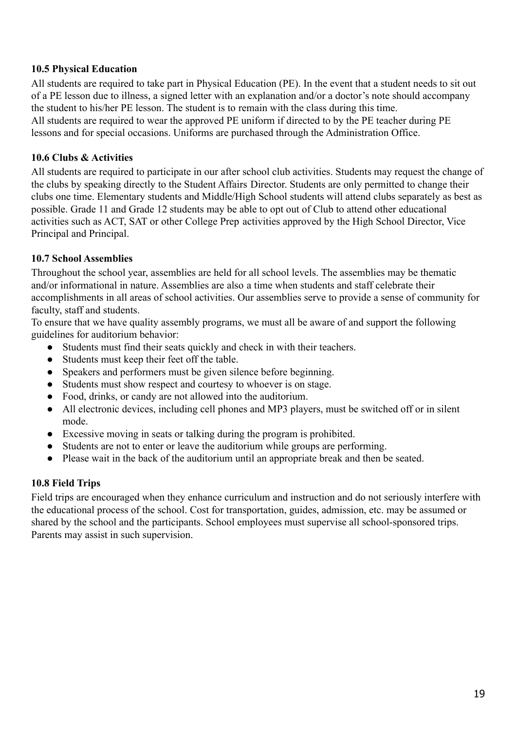**10.5 Physical Education**

All students are required to take part in Physical Education (PE). In the event that a student needs to sit out of a PE lesson due to illness, a signed letter with an explanation and/or a doctor's note should accompany the student to his/her PE lesson. The student is to remain with the class during this time.
All students are required to wear the approved PE uniform if directed to by the PE teacher during PE lessons and for special occasions. Uniforms are purchased through the Administration Office.

**10.6 Clubs & Activities**

All students are required to participate in our after school club activities. Students may request the change of the clubs by speaking directly to the Student Affairs Director. Students are only permitted to change their clubs one time. Elementary students and Middle/High School students will attend clubs separately as best as possible. Grade 11 and Grade 12 students may be able to opt out of Club to attend other educational activities such as ACT, SAT or other College Prep activities approved by the High School Director, Vice Principal and Principal.

**10.7 School Assemblies**

Throughout the school year, assemblies are held for all school levels. The assemblies may be thematic and/or informational in nature. Assemblies are also a time when students and staff celebrate their accomplishments in all areas of school activities. Our assemblies serve to provide a sense of community for faculty, staff and students.
To ensure that we have quality assembly programs, we must all be aware of and support the following guidelines for auditorium behavior:

- Students must find their seats quickly and check in with their teachers.
- Students must keep their feet off the table.
- Speakers and performers must be given silence before beginning.
- Students must show respect and courtesy to whoever is on stage.
- Food, drinks, or candy are not allowed into the auditorium.
- All electronic devices, including cell phones and MP3 players, must be switched off or in silent mode.
- Excessive moving in seats or talking during the program is prohibited.
- Students are not to enter or leave the auditorium while groups are performing.
- Please wait in the back of the auditorium until an appropriate break and then be seated.

**10.8 Field Trips**

Field trips are encouraged when they enhance curriculum and instruction and do not seriously interfere with the educational process of the school. Cost for transportation, guides, admission, etc. may be assumed or shared by the school and the participants. School employees must supervise all school-sponsored trips. Parents may assist in such supervision.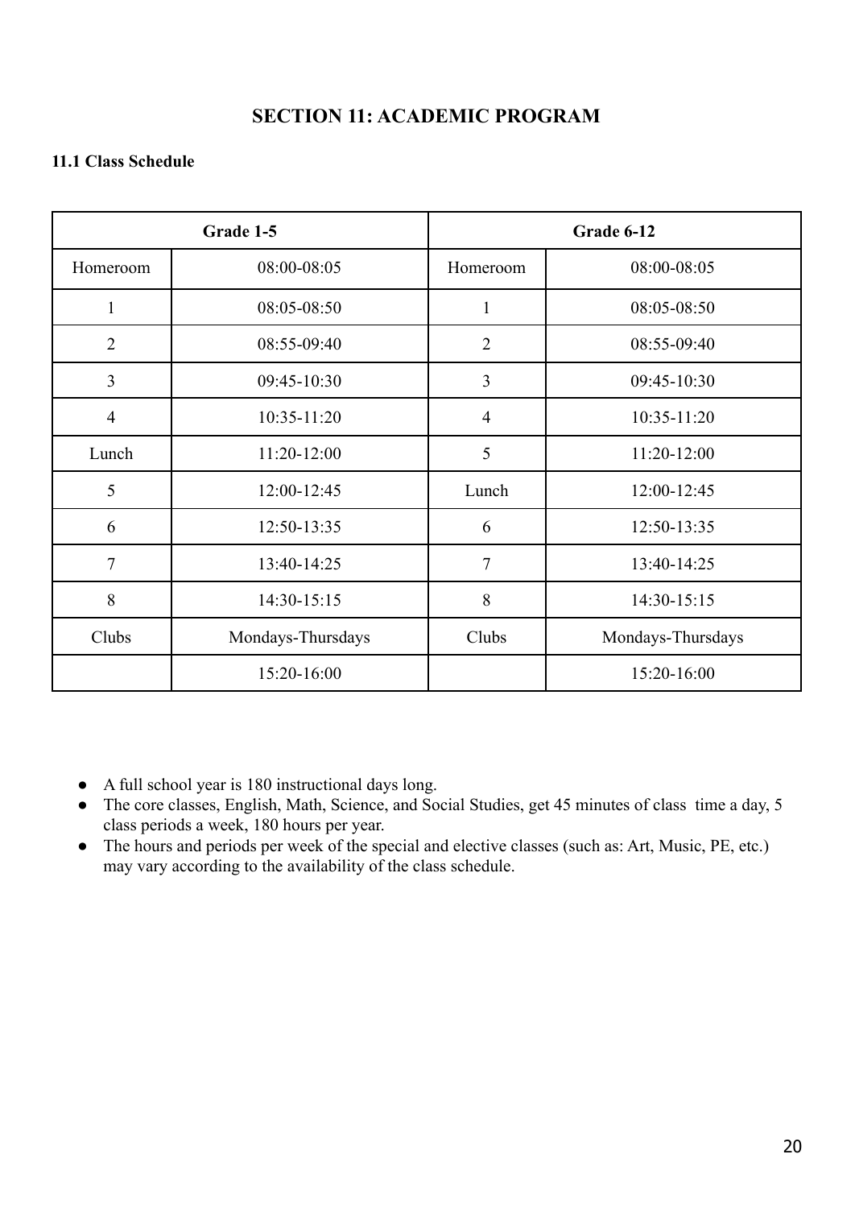# SECTION 11: ACADEMIC PROGRAM

### 11.1 Class Schedule

| Grade 1-5 | | Grade 6-12 | |
|---|---|---|---|
| Homeroom | 08:00-08:05 | Homeroom | 08:00-08:05 |
| 1 | 08:05-08:50 | 1 | 08:05-08:50 |
| 2 | 08:55-09:40 | 2 | 08:55-09:40 |
| 3 | 09:45-10:30 | 3 | 09:45-10:30 |
| 4 | 10:35-11:20 | 4 | 10:35-11:20 |
| Lunch | 11:20-12:00 | 5 | 11:20-12:00 |
| 5 | 12:00-12:45 | Lunch | 12:00-12:45 |
| 6 | 12:50-13:35 | 6 | 12:50-13:35 |
| 7 | 13:40-14:25 | 7 | 13:40-14:25 |
| 8 | 14:30-15:15 | 8 | 14:30-15:15 |
| Clubs | Mondays-Thursdays | Clubs | Mondays-Thursdays |
| | 15:20-16:00 | | 15:20-16:00 |

- A full school year is 180 instructional days long.
- The core classes, English, Math, Science, and Social Studies, get 45 minutes of class time a day, 5 class periods a week, 180 hours per year.
- The hours and periods per week of the special and elective classes (such as: Art, Music, PE, etc.) may vary according to the availability of the class schedule.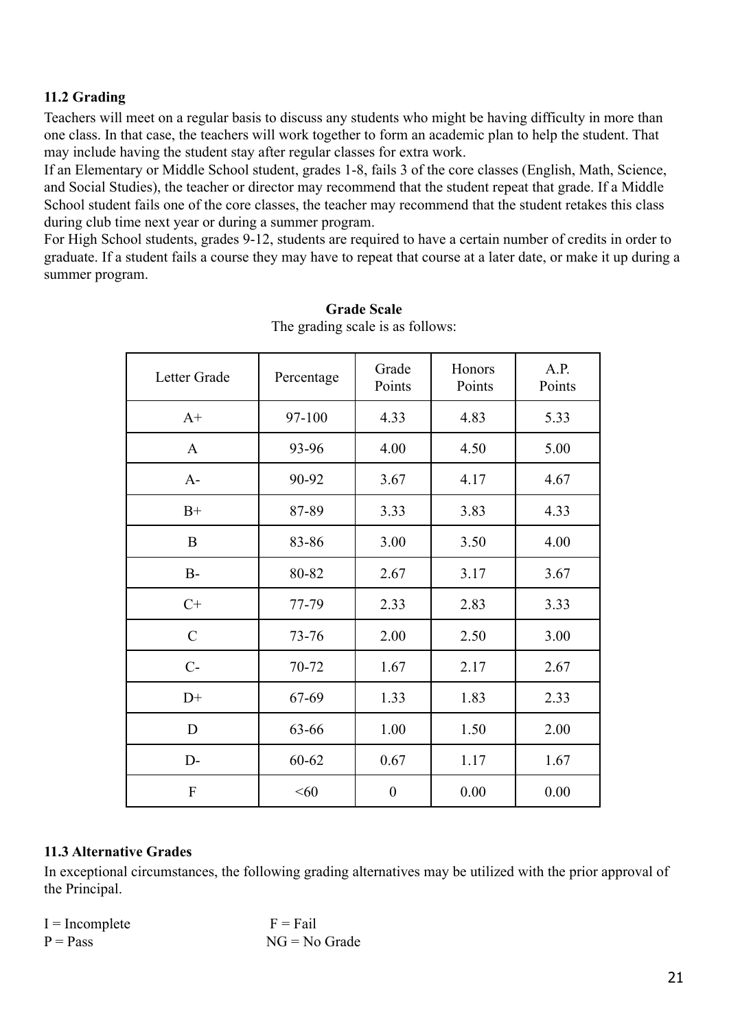### 11.2 Grading

Teachers will meet on a regular basis to discuss any students who might be having difficulty in more than one class. In that case, the teachers will work together to form an academic plan to help the student. That may include having the student stay after regular classes for extra work.

If an Elementary or Middle School student, grades 1-8, fails 3 of the core classes (English, Math, Science, and Social Studies), the teacher or director may recommend that the student repeat that grade. If a Middle School student fails one of the core classes, the teacher may recommend that the student retakes this class during club time next year or during a summer program.

For High School students, grades 9-12, students are required to have a certain number of credits in order to graduate. If a student fails a course they may have to repeat that course at a later date, or make it up during a summer program.

**Grade Scale**

The grading scale is as follows:

| Letter Grade | Percentage | Grade Points | Honors Points | A.P. Points |
|---|---|---|---|---|
| A+ | 97-100 | 4.33 | 4.83 | 5.33 |
| A | 93-96 | 4.00 | 4.50 | 5.00 |
| A- | 90-92 | 3.67 | 4.17 | 4.67 |
| B+ | 87-89 | 3.33 | 3.83 | 4.33 |
| B | 83-86 | 3.00 | 3.50 | 4.00 |
| B- | 80-82 | 2.67 | 3.17 | 3.67 |
| C+ | 77-79 | 2.33 | 2.83 | 3.33 |
| C | 73-76 | 2.00 | 2.50 | 3.00 |
| C- | 70-72 | 1.67 | 2.17 | 2.67 |
| D+ | 67-69 | 1.33 | 1.83 | 2.33 |
| D | 63-66 | 1.00 | 1.50 | 2.00 |
| D- | 60-62 | 0.67 | 1.17 | 1.67 |
| F | <60 | 0 | 0.00 | 0.00 |

### 11.3 Alternative Grades

In exceptional circumstances, the following grading alternatives may be utilized with the prior approval of the Principal.

I = Incomplete    F = Fail
P = Pass    NG = No Grade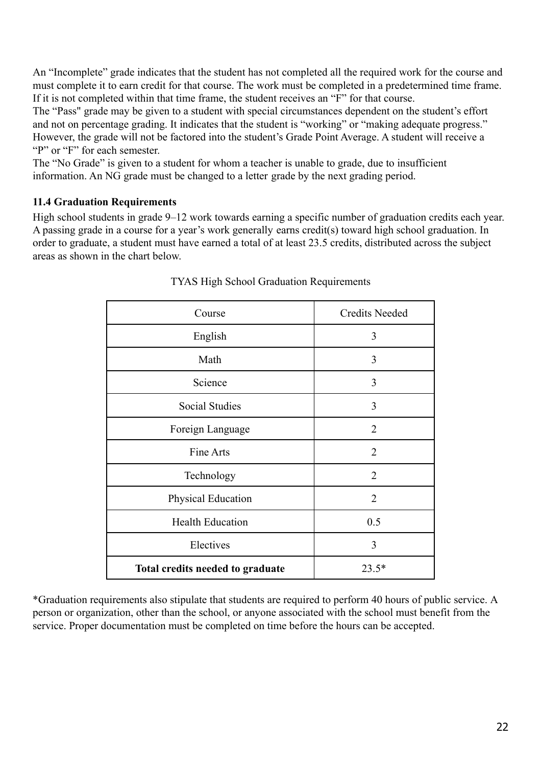An “Incomplete” grade indicates that the student has not completed all the required work for the course and must complete it to earn credit for that course. The work must be completed in a predetermined time frame. If it is not completed within that time frame, the student receives an “F” for that course.

The “Pass" grade may be given to a student with special circumstances dependent on the student’s effort and not on percentage grading. It indicates that the student is “working” or “making adequate progress.” However, the grade will not be factored into the student’s Grade Point Average. A student will receive a “P” or “F” for each semester.

The “No Grade” is given to a student for whom a teacher is unable to grade, due to insufficient information. An NG grade must be changed to a letter grade by the next grading period.

### 11.4 Graduation Requirements

High school students in grade 9–12 work towards earning a specific number of graduation credits each year. A passing grade in a course for a year’s work generally earns credit(s) toward high school graduation. In order to graduate, a student must have earned a total of at least 23.5 credits, distributed across the subject areas as shown in the chart below.

TYAS High School Graduation Requirements

| Course | Credits Needed |
|---|---|
| English | 3 |
| Math | 3 |
| Science | 3 |
| Social Studies | 3 |
| Foreign Language | 2 |
| Fine Arts | 2 |
| Technology | 2 |
| Physical Education | 2 |
| Health Education | 0.5 |
| Electives | 3 |
| **Total credits needed to graduate** | 23.5* |

*Graduation requirements also stipulate that students are required to perform 40 hours of public service. A person or organization, other than the school, or anyone associated with the school must benefit from the service. Proper documentation must be completed on time before the hours can be accepted.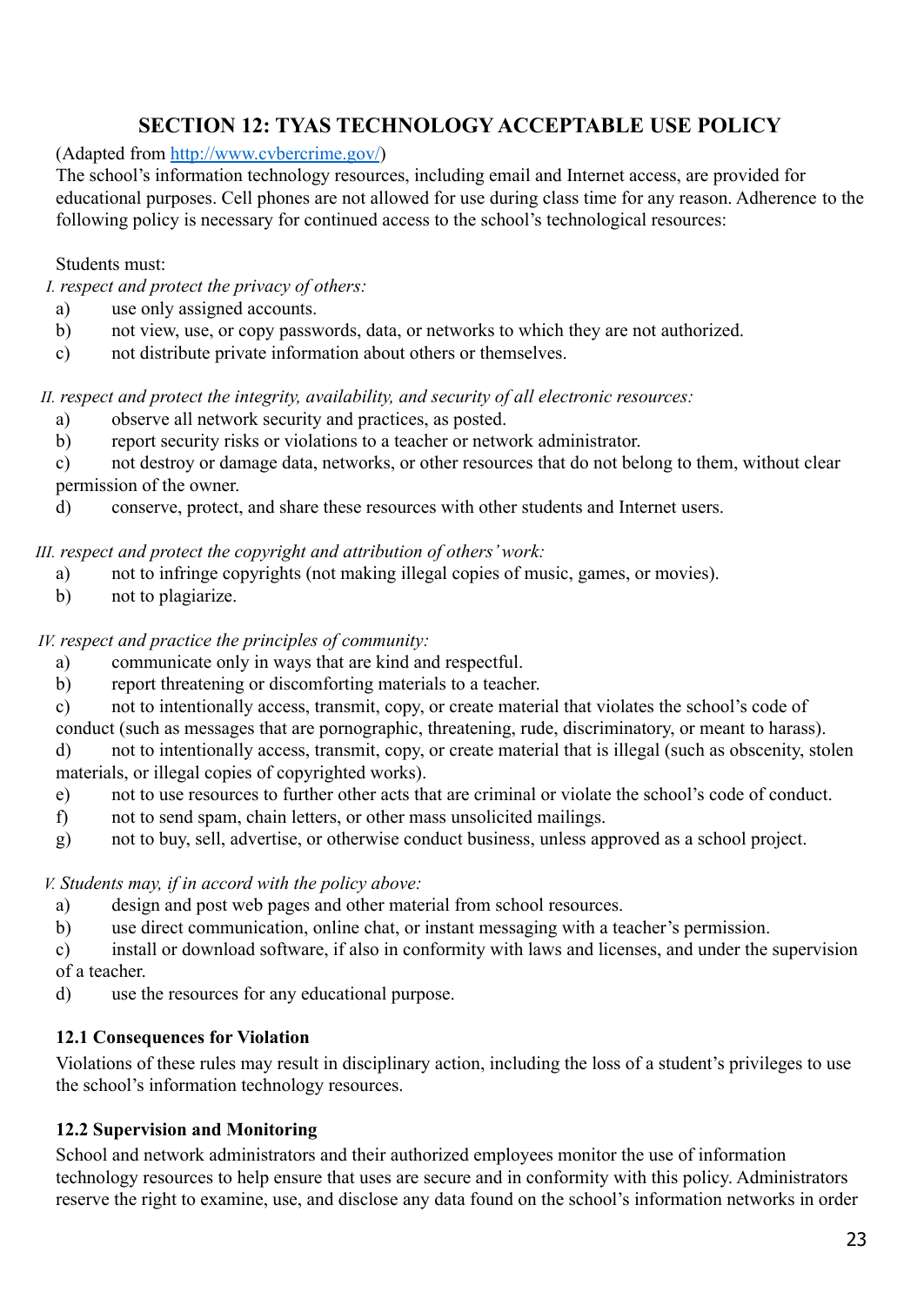## SECTION 12: TYAS TECHNOLOGY ACCEPTABLE USE POLICY

(Adapted from [http://www.cvbercrime.gov/](http://www.cvbercrime.gov/))

The school's information technology resources, including email and Internet access, are provided for educational purposes. Cell phones are not allowed for use during class time for any reason. Adherence to the following policy is necessary for continued access to the school's technological resources:

Students must:

*I. respect and protect the privacy of others:*

a) use only assigned accounts.
b) not view, use, or copy passwords, data, or networks to which they are not authorized.
c) not distribute private information about others or themselves.

*II. respect and protect the integrity, availability, and security of all electronic resources:*

a) observe all network security and practices, as posted.
b) report security risks or violations to a teacher or network administrator.
c) not destroy or damage data, networks, or other resources that do not belong to them, without clear permission of the owner.
d) conserve, protect, and share these resources with other students and Internet users.

*III. respect and protect the copyright and attribution of others' work:*

a) not to infringe copyrights (not making illegal copies of music, games, or movies).
b) not to plagiarize.

*IV. respect and practice the principles of community:*

a) communicate only in ways that are kind and respectful.
b) report threatening or discomforting materials to a teacher.
c) not to intentionally access, transmit, copy, or create material that violates the school's code of conduct (such as messages that are pornographic, threatening, rude, discriminatory, or meant to harass).
d) not to intentionally access, transmit, copy, or create material that is illegal (such as obscenity, stolen materials, or illegal copies of copyrighted works).
e) not to use resources to further other acts that are criminal or violate the school's code of conduct.
f) not to send spam, chain letters, or other mass unsolicited mailings.
g) not to buy, sell, advertise, or otherwise conduct business, unless approved as a school project.

*V. Students may, if in accord with the policy above:*

a) design and post web pages and other material from school resources.
b) use direct communication, online chat, or instant messaging with a teacher's permission.
c) install or download software, if also in conformity with laws and licenses, and under the supervision of a teacher.
d) use the resources for any educational purpose.

### 12.1 Consequences for Violation

Violations of these rules may result in disciplinary action, including the loss of a student's privileges to use the school's information technology resources.

### 12.2 Supervision and Monitoring

School and network administrators and their authorized employees monitor the use of information technology resources to help ensure that uses are secure and in conformity with this policy. Administrators reserve the right to examine, use, and disclose any data found on the school's information networks in order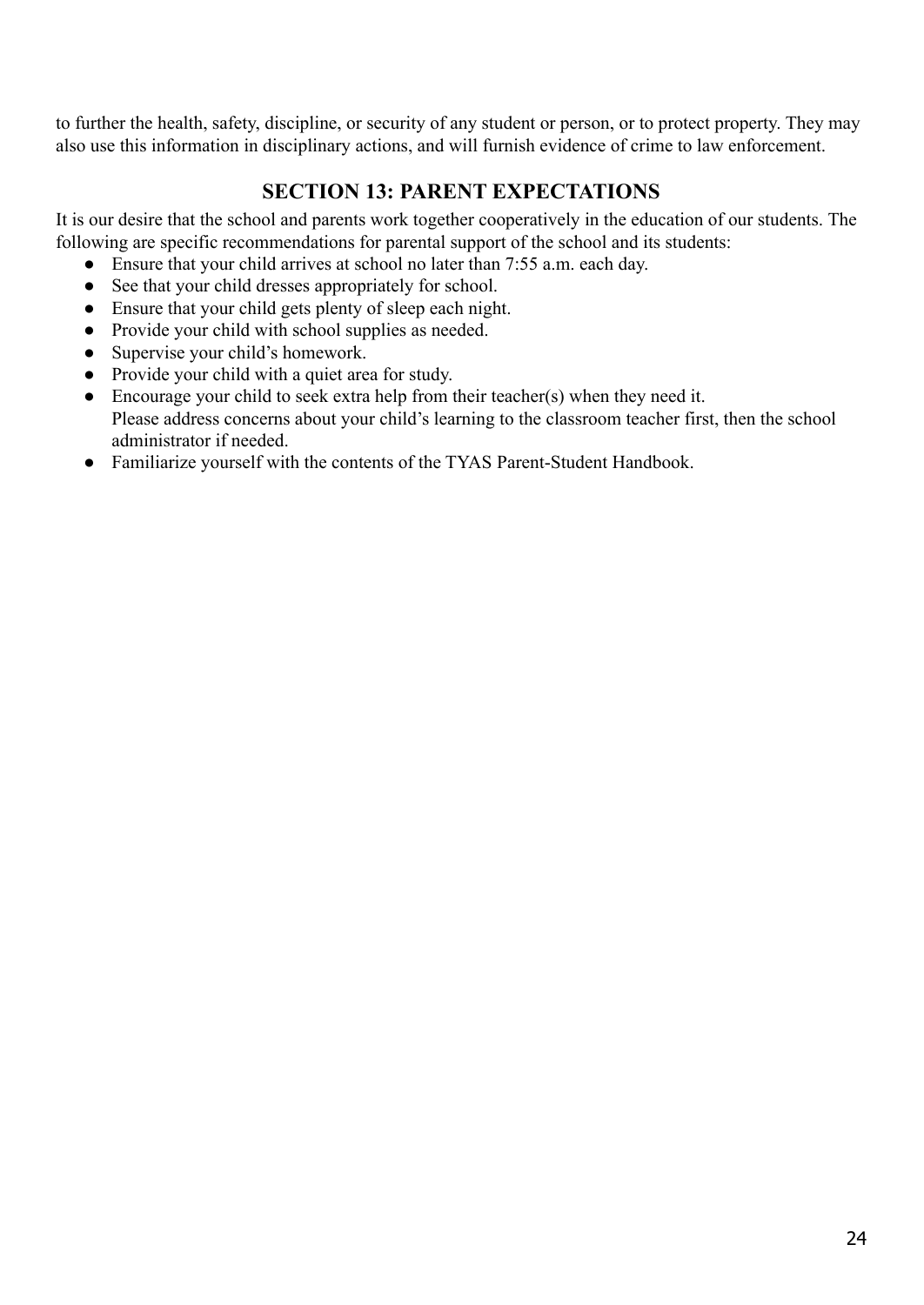to further the health, safety, discipline, or security of any student or person, or to protect property. They may also use this information in disciplinary actions, and will furnish evidence of crime to law enforcement.

## SECTION 13: PARENT EXPECTATIONS

It is our desire that the school and parents work together cooperatively in the education of our students. The following are specific recommendations for parental support of the school and its students:

- Ensure that your child arrives at school no later than 7:55 a.m. each day.
- See that your child dresses appropriately for school.
- Ensure that your child gets plenty of sleep each night.
- Provide your child with school supplies as needed.
- Supervise your child's homework.
- Provide your child with a quiet area for study.
- Encourage your child to seek extra help from their teacher(s) when they need it.
  Please address concerns about your child's learning to the classroom teacher first, then the school administrator if needed.
- Familiarize yourself with the contents of the TYAS Parent-Student Handbook.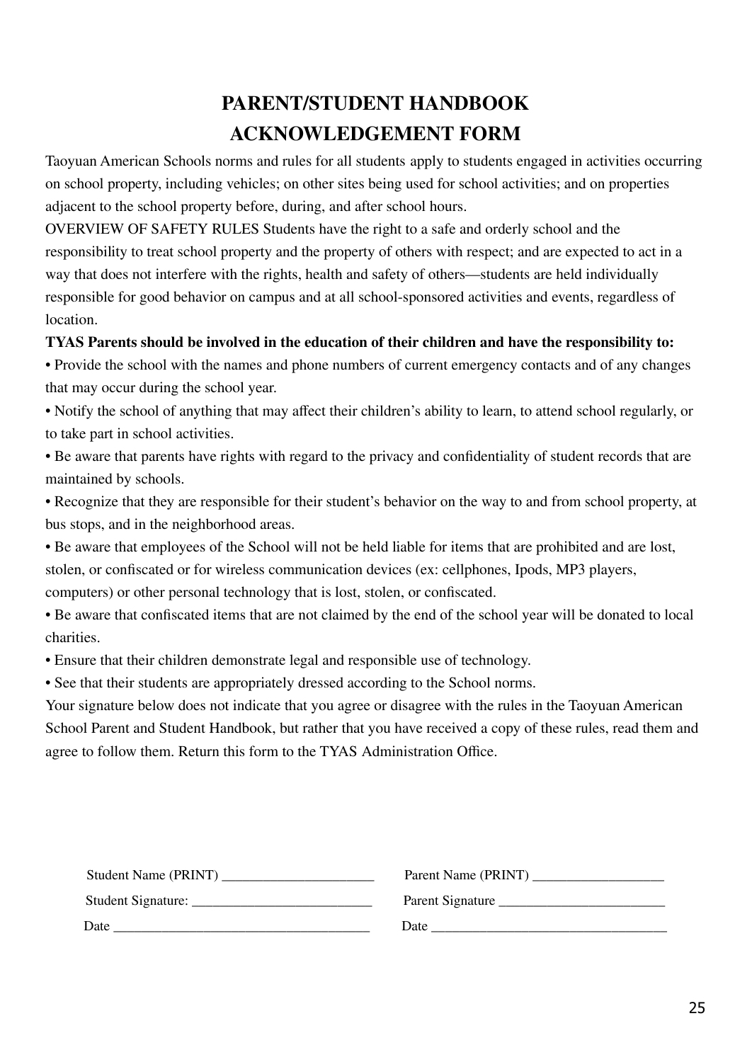# PARENT/STUDENT HANDBOOK ACKNOWLEDGEMENT FORM

Taoyuan American Schools norms and rules for all students apply to students engaged in activities occurring on school property, including vehicles; on other sites being used for school activities; and on properties adjacent to the school property before, during, and after school hours.

OVERVIEW OF SAFETY RULES Students have the right to a safe and orderly school and the responsibility to treat school property and the property of others with respect; and are expected to act in a way that does not interfere with the rights, health and safety of others—students are held individually responsible for good behavior on campus and at all school-sponsored activities and events, regardless of location.

**TYAS Parents should be involved in the education of their children and have the responsibility to:**

- Provide the school with the names and phone numbers of current emergency contacts and of any changes that may occur during the school year.
- Notify the school of anything that may affect their children's ability to learn, to attend school regularly, or to take part in school activities.
- Be aware that parents have rights with regard to the privacy and confidentiality of student records that are maintained by schools.
- Recognize that they are responsible for their student's behavior on the way to and from school property, at bus stops, and in the neighborhood areas.
- Be aware that employees of the School will not be held liable for items that are prohibited and are lost, stolen, or confiscated or for wireless communication devices (ex: cellphones, Ipods, MP3 players, computers) or other personal technology that is lost, stolen, or confiscated.
- Be aware that confiscated items that are not claimed by the end of the school year will be donated to local charities.
- Ensure that their children demonstrate legal and responsible use of technology.
- See that their students are appropriately dressed according to the School norms.

Your signature below does not indicate that you agree or disagree with the rules in the Taoyuan American School Parent and Student Handbook, but rather that you have received a copy of these rules, read them and agree to follow them. Return this form to the TYAS Administration Office.

Student Name (PRINT) ______________________ Parent Name (PRINT) ___________________

Student Signature: __________________________ Parent Signature ________________________

Date _____________________________________ Date __________________________________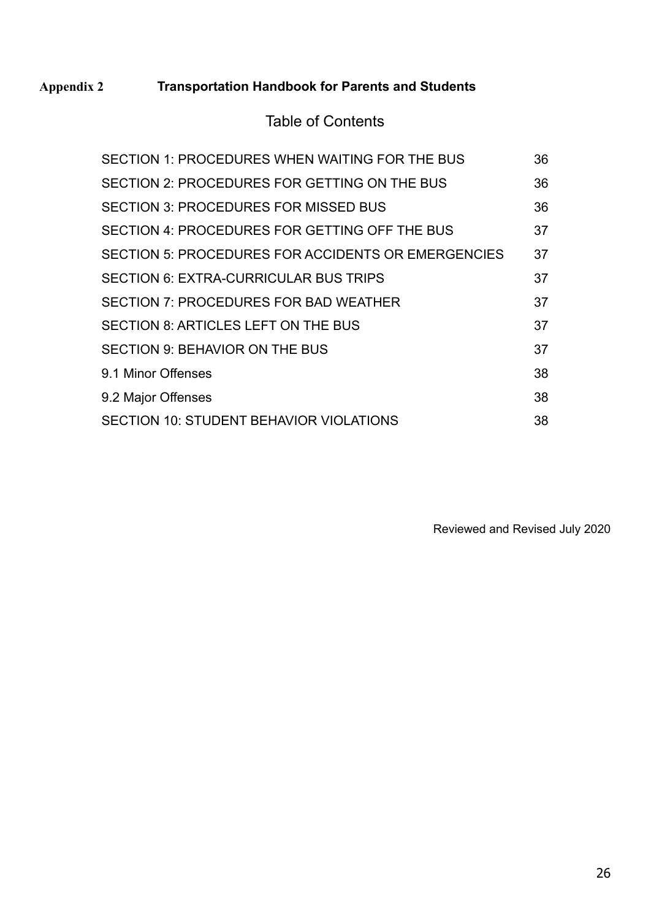## Appendix 2 Transportation Handbook for Parents and Students

### Table of Contents

| | |
|---|---|
| SECTION 1: PROCEDURES WHEN WAITING FOR THE BUS | 36 |
| SECTION 2: PROCEDURES FOR GETTING ON THE BUS | 36 |
| SECTION 3: PROCEDURES FOR MISSED BUS | 36 |
| SECTION 4: PROCEDURES FOR GETTING OFF THE BUS | 37 |
| SECTION 5: PROCEDURES FOR ACCIDENTS OR EMERGENCIES | 37 |
| SECTION 6: EXTRA-CURRICULAR BUS TRIPS | 37 |
| SECTION 7: PROCEDURES FOR BAD WEATHER | 37 |
| SECTION 8: ARTICLES LEFT ON THE BUS | 37 |
| SECTION 9: BEHAVIOR ON THE BUS | 37 |
| 9.1 Minor Offenses | 38 |
| 9.2 Major Offenses | 38 |
| SECTION 10: STUDENT BEHAVIOR VIOLATIONS | 38 |

Reviewed and Revised July 2020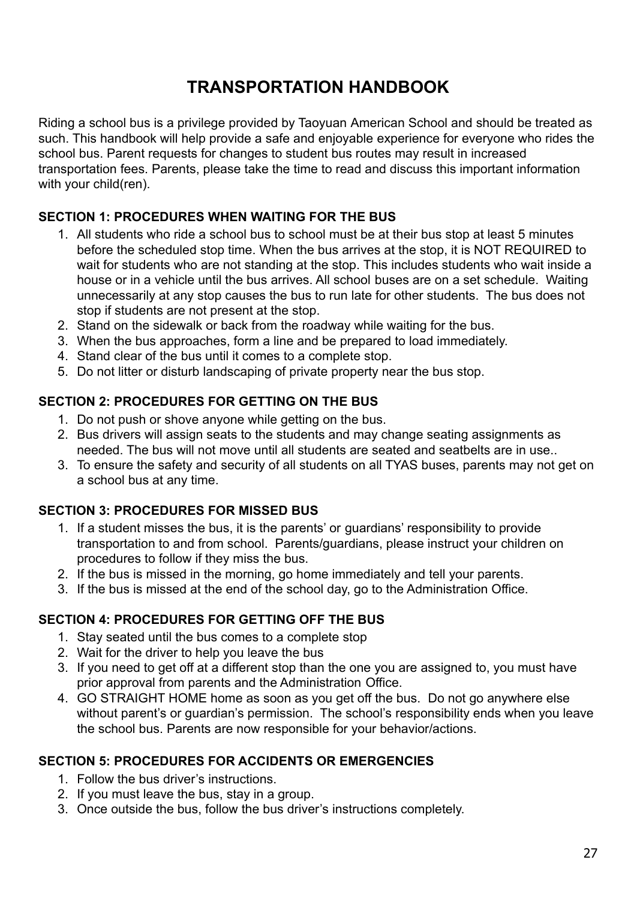# TRANSPORTATION HANDBOOK

Riding a school bus is a privilege provided by Taoyuan American School and should be treated as such. This handbook will help provide a safe and enjoyable experience for everyone who rides the school bus. Parent requests for changes to student bus routes may result in increased transportation fees. Parents, please take the time to read and discuss this important information with your child(ren).

**SECTION 1: PROCEDURES WHEN WAITING FOR THE BUS**

1. All students who ride a school bus to school must be at their bus stop at least 5 minutes before the scheduled stop time. When the bus arrives at the stop, it is NOT REQUIRED to wait for students who are not standing at the stop. This includes students who wait inside a house or in a vehicle until the bus arrives. All school buses are on a set schedule. Waiting unnecessarily at any stop causes the bus to run late for other students. The bus does not stop if students are not present at the stop.
2. Stand on the sidewalk or back from the roadway while waiting for the bus.
3. When the bus approaches, form a line and be prepared to load immediately.
4. Stand clear of the bus until it comes to a complete stop.
5. Do not litter or disturb landscaping of private property near the bus stop.

**SECTION 2: PROCEDURES FOR GETTING ON THE BUS**

1. Do not push or shove anyone while getting on the bus.
2. Bus drivers will assign seats to the students and may change seating assignments as needed. The bus will not move until all students are seated and seatbelts are in use..
3. To ensure the safety and security of all students on all TYAS buses, parents may not get on a school bus at any time.

**SECTION 3: PROCEDURES FOR MISSED BUS**

1. If a student misses the bus, it is the parents' or guardians' responsibility to provide transportation to and from school. Parents/guardians, please instruct your children on procedures to follow if they miss the bus.
2. If the bus is missed in the morning, go home immediately and tell your parents.
3. If the bus is missed at the end of the school day, go to the Administration Office.

**SECTION 4: PROCEDURES FOR GETTING OFF THE BUS**

1. Stay seated until the bus comes to a complete stop
2. Wait for the driver to help you leave the bus
3. If you need to get off at a different stop than the one you are assigned to, you must have prior approval from parents and the Administration Office.
4. GO STRAIGHT HOME home as soon as you get off the bus. Do not go anywhere else without parent's or guardian's permission. The school's responsibility ends when you leave the school bus. Parents are now responsible for your behavior/actions.

**SECTION 5: PROCEDURES FOR ACCIDENTS OR EMERGENCIES**

1. Follow the bus driver's instructions.
2. If you must leave the bus, stay in a group.
3. Once outside the bus, follow the bus driver's instructions completely.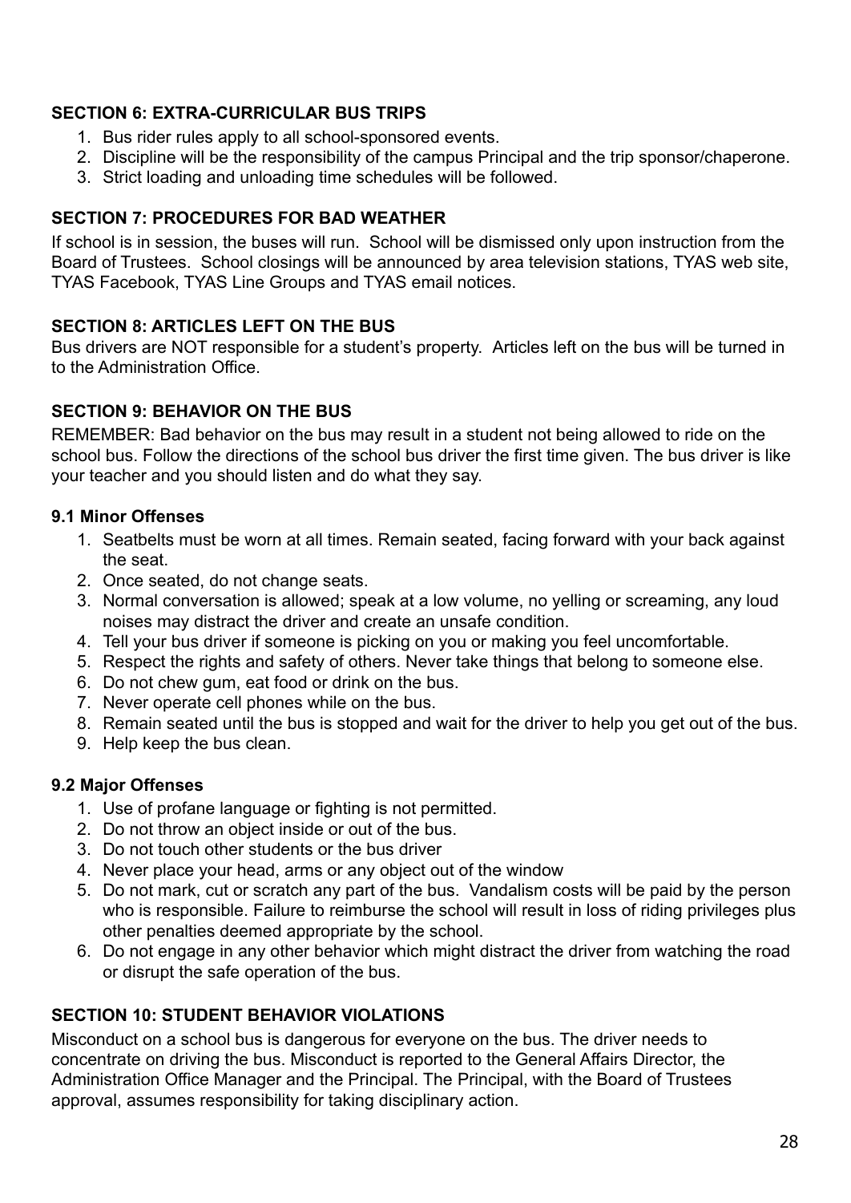### SECTION 6: EXTRA-CURRICULAR BUS TRIPS

1. Bus rider rules apply to all school-sponsored events.
2. Discipline will be the responsibility of the campus Principal and the trip sponsor/chaperone.
3. Strict loading and unloading time schedules will be followed.

### SECTION 7: PROCEDURES FOR BAD WEATHER

If school is in session, the buses will run. School will be dismissed only upon instruction from the Board of Trustees. School closings will be announced by area television stations, TYAS web site, TYAS Facebook, TYAS Line Groups and TYAS email notices.

### SECTION 8: ARTICLES LEFT ON THE BUS

Bus drivers are NOT responsible for a student's property. Articles left on the bus will be turned in to the Administration Office.

### SECTION 9: BEHAVIOR ON THE BUS

REMEMBER: Bad behavior on the bus may result in a student not being allowed to ride on the school bus. Follow the directions of the school bus driver the first time given. The bus driver is like your teacher and you should listen and do what they say.

#### 9.1 Minor Offenses

1. Seatbelts must be worn at all times. Remain seated, facing forward with your back against the seat.
2. Once seated, do not change seats.
3. Normal conversation is allowed; speak at a low volume, no yelling or screaming, any loud noises may distract the driver and create an unsafe condition.
4. Tell your bus driver if someone is picking on you or making you feel uncomfortable.
5. Respect the rights and safety of others. Never take things that belong to someone else.
6. Do not chew gum, eat food or drink on the bus.
7. Never operate cell phones while on the bus.
8. Remain seated until the bus is stopped and wait for the driver to help you get out of the bus.
9. Help keep the bus clean.

#### 9.2 Major Offenses

1. Use of profane language or fighting is not permitted.
2. Do not throw an object inside or out of the bus.
3. Do not touch other students or the bus driver
4. Never place your head, arms or any object out of the window
5. Do not mark, cut or scratch any part of the bus. Vandalism costs will be paid by the person who is responsible. Failure to reimburse the school will result in loss of riding privileges plus other penalties deemed appropriate by the school.
6. Do not engage in any other behavior which might distract the driver from watching the road or disrupt the safe operation of the bus.

### SECTION 10: STUDENT BEHAVIOR VIOLATIONS

Misconduct on a school bus is dangerous for everyone on the bus. The driver needs to concentrate on driving the bus. Misconduct is reported to the General Affairs Director, the Administration Office Manager and the Principal. The Principal, with the Board of Trustees approval, assumes responsibility for taking disciplinary action.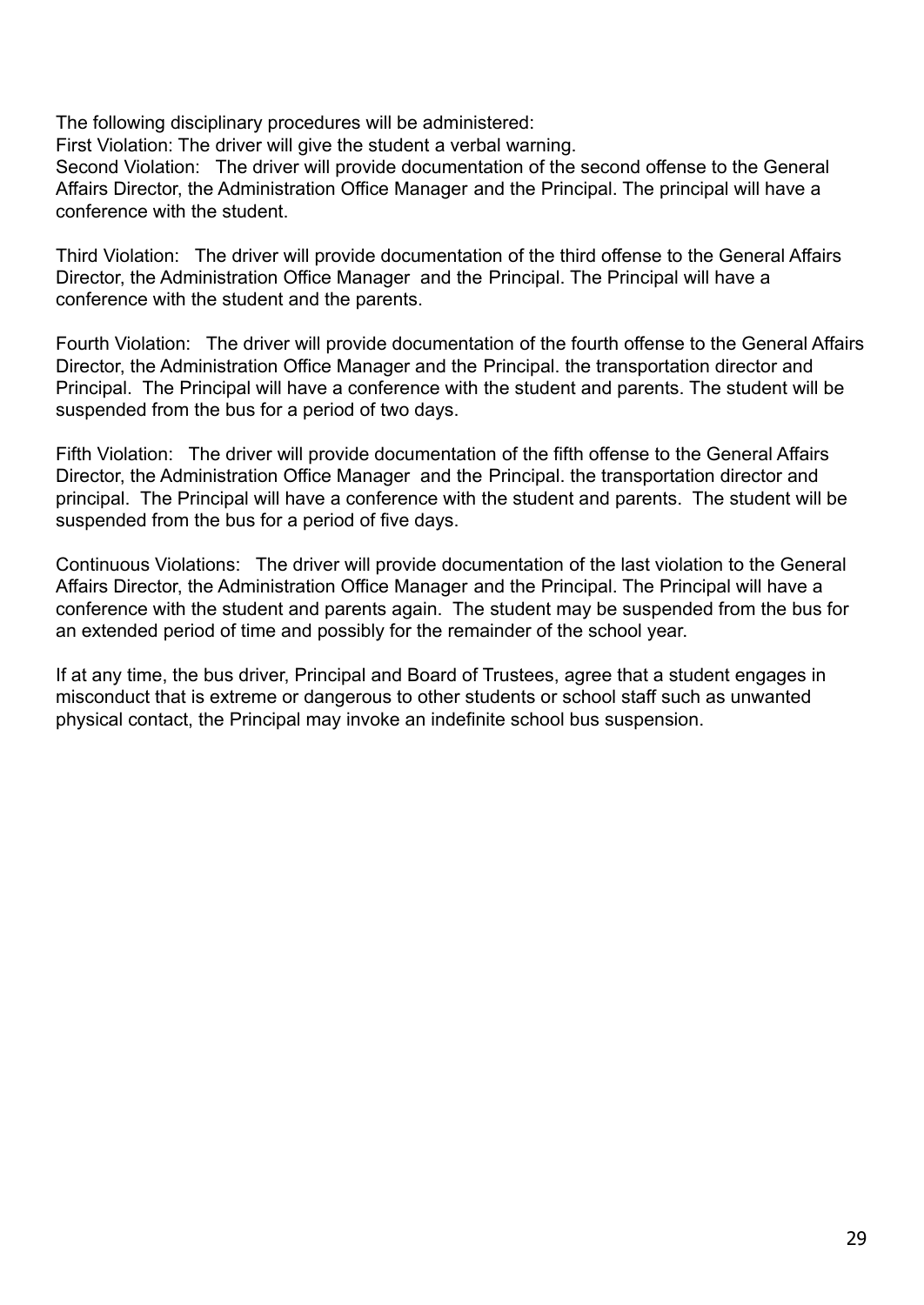The following disciplinary procedures will be administered:

First Violation: The driver will give the student a verbal warning.

Second Violation: The driver will provide documentation of the second offense to the General Affairs Director, the Administration Office Manager and the Principal. The principal will have a conference with the student.

Third Violation: The driver will provide documentation of the third offense to the General Affairs Director, the Administration Office Manager and the Principal. The Principal will have a conference with the student and the parents.

Fourth Violation: The driver will provide documentation of the fourth offense to the General Affairs Director, the Administration Office Manager and the Principal. the transportation director and Principal. The Principal will have a conference with the student and parents. The student will be suspended from the bus for a period of two days.

Fifth Violation: The driver will provide documentation of the fifth offense to the General Affairs Director, the Administration Office Manager and the Principal. the transportation director and principal. The Principal will have a conference with the student and parents. The student will be suspended from the bus for a period of five days.

Continuous Violations: The driver will provide documentation of the last violation to the General Affairs Director, the Administration Office Manager and the Principal. The Principal will have a conference with the student and parents again. The student may be suspended from the bus for an extended period of time and possibly for the remainder of the school year.

If at any time, the bus driver, Principal and Board of Trustees, agree that a student engages in misconduct that is extreme or dangerous to other students or school staff such as unwanted physical contact, the Principal may invoke an indefinite school bus suspension.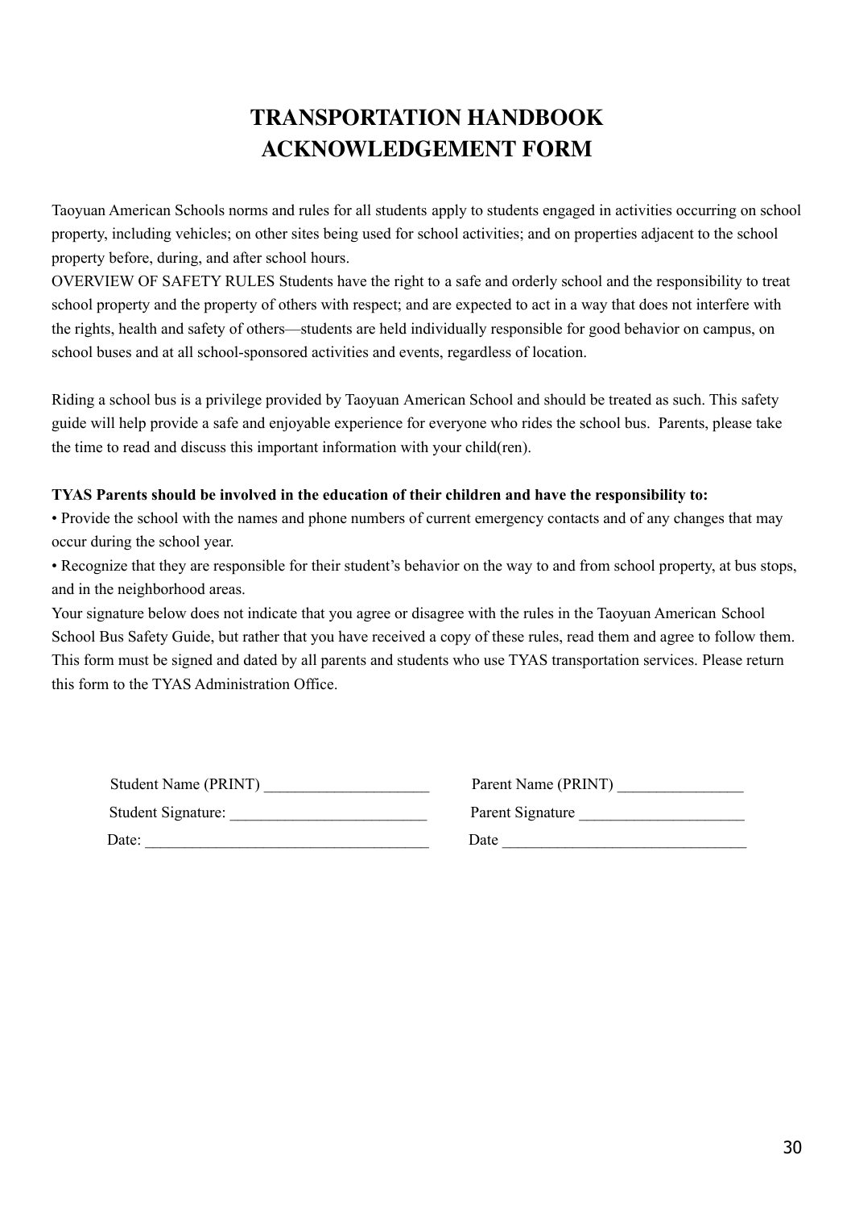# TRANSPORTATION HANDBOOK ACKNOWLEDGEMENT FORM

Taoyuan American Schools norms and rules for all students apply to students engaged in activities occurring on school property, including vehicles; on other sites being used for school activities; and on properties adjacent to the school property before, during, and after school hours.

OVERVIEW OF SAFETY RULES Students have the right to a safe and orderly school and the responsibility to treat school property and the property of others with respect; and are expected to act in a way that does not interfere with the rights, health and safety of others—students are held individually responsible for good behavior on campus, on school buses and at all school-sponsored activities and events, regardless of location.

Riding a school bus is a privilege provided by Taoyuan American School and should be treated as such. This safety guide will help provide a safe and enjoyable experience for everyone who rides the school bus. Parents, please take the time to read and discuss this important information with your child(ren).

**TYAS Parents should be involved in the education of their children and have the responsibility to:**

- Provide the school with the names and phone numbers of current emergency contacts and of any changes that may occur during the school year.
- Recognize that they are responsible for their student's behavior on the way to and from school property, at bus stops, and in the neighborhood areas.

Your signature below does not indicate that you agree or disagree with the rules in the Taoyuan American School School Bus Safety Guide, but rather that you have received a copy of these rules, read them and agree to follow them. This form must be signed and dated by all parents and students who use TYAS transportation services. Please return this form to the TYAS Administration Office.

Student Name (PRINT) _____________________

Student Signature: _________________________

Date: ____________________________________

Parent Name (PRINT) ________________

Parent Signature _____________________

Date _______________________________